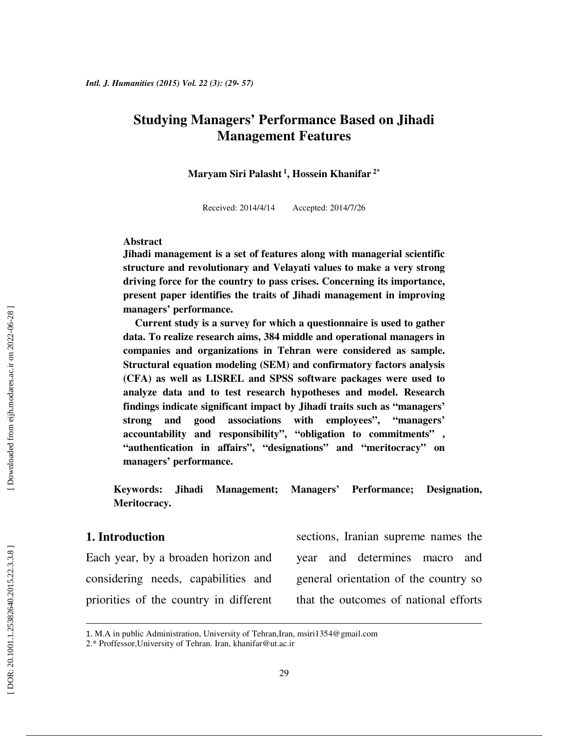# Studying Managers' Performance Based on Jihadi Management Features

**Maryam Siri Palasht [1], Hossein Khanifar [2*]**

Received: 2014/4/14 Accepted: 2014/7/26

**Abstract**

**Jihadi management is a set of features along with managerial scientific structure and revolutionary and Velayati values to make a very strong driving force for the country to pass crises. Concerning its importance, present paper identifies the traits of Jihadi management in improving managers' performance.**

**Current study is a survey for which a questionnaire is used to gather data. To realize research aims, 384 middle and operational managers in companies and organizations in Tehran were considered as sample. Structural equation modeling (SEM) and confirmatory factors analysis (CFA) as well as LISREL and SPSS software packages were used to analyze data and to test research hypotheses and model. Research findings indicate significant impact by Jihadi traits such as "managers' strong and good associations with employees", "managers' accountability and responsibility", "obligation to commitments", "authentication in affairs", "designations" and "meritocracy" on managers' performance.**

**Keywords: Jihadi Management; Managers' Performance; Designation, Meritocracy.**

## 1. Introduction

Each year, by a broaden horizon and considering needs, capabilities and priorities of the country in different sections, Iranian supreme names the year and determines macro and general orientation of the country so that the outcomes of national efforts

---

1. M.A in public Administration, University of Tehran,Iran, msiri1354@gmail.com

2.* Proffessor,University of Tehran. Iran, khanifar@ut.ac.ir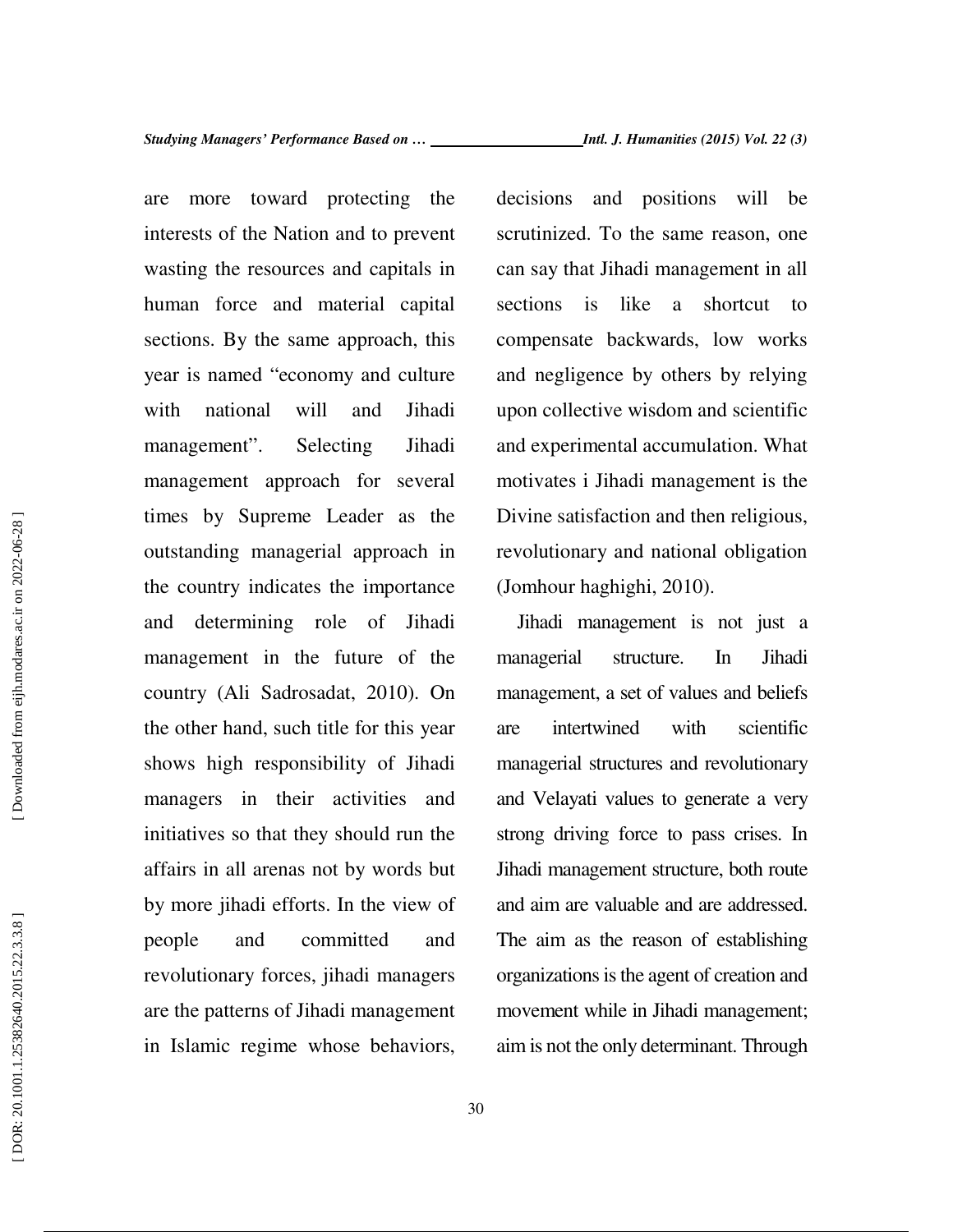are more toward protecting the interests of the Nation and to prevent wasting the resources and capitals in human force and material capital sections. By the same approach, this year is named "economy and culture with national will and Jihadi management". Selecting Jihadi management approach for several times by Supreme Leader as the outstanding managerial approach in the country indicates the importance and determining role of Jihadi management in the future of the country (Ali Sadrosadat, 2010). On the other hand, such title for this year shows high responsibility of Jihadi managers in their activities and initiatives so that they should run the affairs in all arenas not by words but by more jihadi efforts. In the view of people and committed and revolutionary forces, jihadi managers are the patterns of Jihadi management in Islamic regime whose behaviors, decisions and positions will be scrutinized. To the same reason, one can say that Jihadi management in all sections is like a shortcut to compensate backwards, low works and negligence by others by relying upon collective wisdom and scientific and experimental accumulation. What motivates i Jihadi management is the Divine satisfaction and then religious, revolutionary and national obligation (Jomhour haghighi, 2010).

Jihadi management is not just a managerial structure. In Jihadi management, a set of values and beliefs are intertwined with scientific managerial structures and revolutionary and Velayati values to generate a very strong driving force to pass crises. In Jihadi management structure, both route and aim are valuable and are addressed. The aim as the reason of establishing organizations is the agent of creation and movement while in Jihadi management; aim is not the only determinant. Through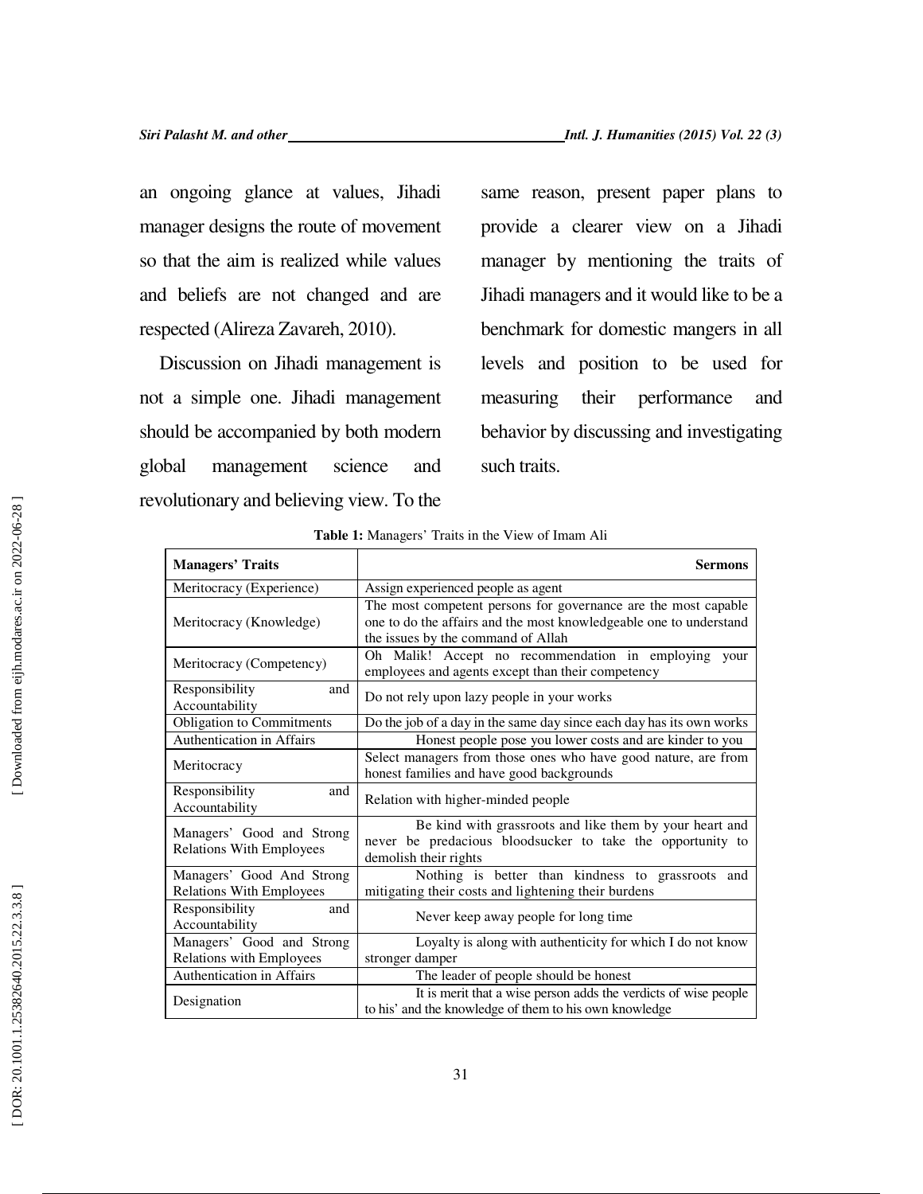an ongoing glance at values, Jihadi manager designs the route of movement so that the aim is realized while values and beliefs are not changed and are respected (Alireza Zavareh, 2010).

Discussion on Jihadi management is not a simple one. Jihadi management should be accompanied by both modern global management science and revolutionary and believing view. To the same reason, present paper plans to provide a clearer view on a Jihadi manager by mentioning the traits of Jihadi managers and it would like to be a benchmark for domestic mangers in all levels and position to be used for measuring their performance and behavior by discussing and investigating such traits.

**Table 1:** Managers' Traits in the View of Imam Ali

| Managers' Traits | Sermons |
|---|---|
| Meritocracy (Experience) | Assign experienced people as agent |
| Meritocracy (Knowledge) | The most competent persons for governance are the most capable one to do the affairs and the most knowledgeable one to understand the issues by the command of Allah |
| Meritocracy (Competency) | Oh Malik! Accept no recommendation in employing your employees and agents except than their competency |
| Responsibility and Accountability | Do not rely upon lazy people in your works |
| Obligation to Commitments | Do the job of a day in the same day since each day has its own works |
| Authentication in Affairs | Honest people pose you lower costs and are kinder to you |
| Meritocracy | Select managers from those ones who have good nature, are from honest families and have good backgrounds |
| Responsibility and Accountability | Relation with higher-minded people |
| Managers' Good and Strong Relations With Employees | Be kind with grassroots and like them by your heart and never be predacious bloodsucker to take the opportunity to demolish their rights |
| Managers' Good And Strong Relations With Employees | Nothing is better than kindness to grassroots and mitigating their costs and lightening their burdens |
| Responsibility and Accountability | Never keep away people for long time |
| Managers' Good and Strong Relations with Employees | Loyalty is along with authenticity for which I do not know stronger damper |
| Authentication in Affairs | The leader of people should be honest |
| Designation | It is merit that a wise person adds the verdicts of wise people to his' and the knowledge of them to his own knowledge |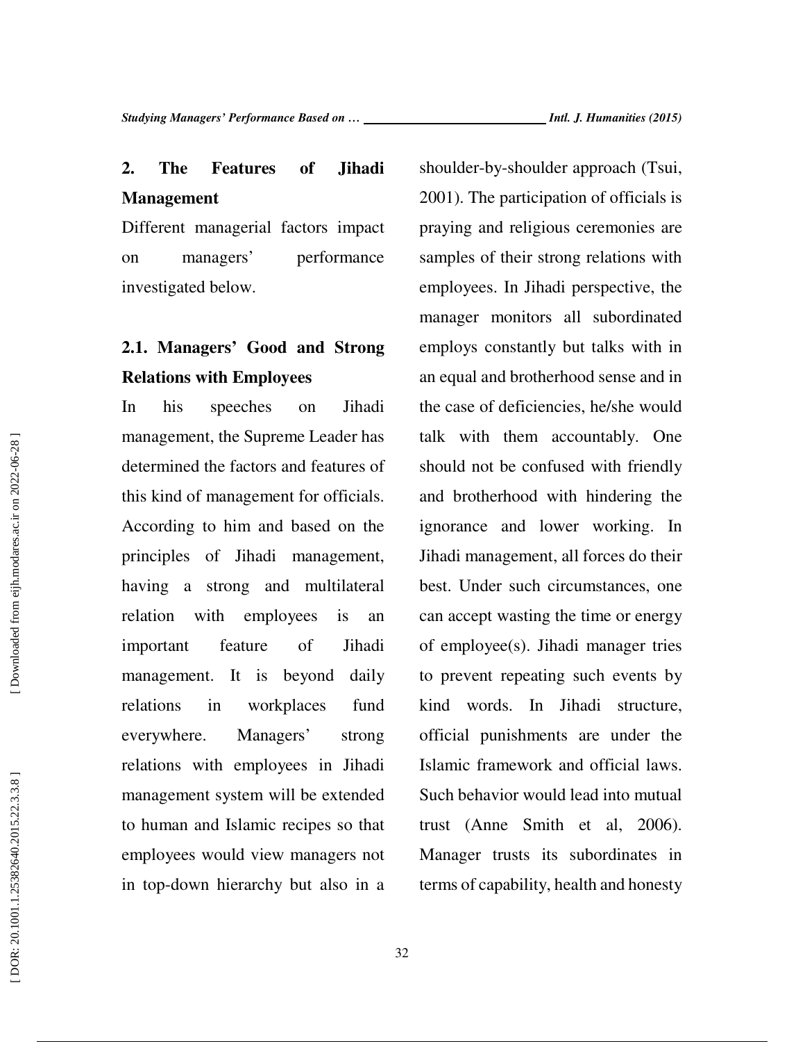## 2. The Features of Jihadi Management

Different managerial factors impact on managers' performance investigated below.

### 2.1. Managers' Good and Strong Relations with Employees

In his speeches on Jihadi management, the Supreme Leader has determined the factors and features of this kind of management for officials. According to him and based on the principles of Jihadi management, having a strong and multilateral relation with employees is an important feature of Jihadi management. It is beyond daily relations in workplaces fund everywhere. Managers' strong relations with employees in Jihadi management system will be extended to human and Islamic recipes so that employees would view managers not in top-down hierarchy but also in a shoulder-by-shoulder approach (Tsui, 2001). The participation of officials is praying and religious ceremonies are samples of their strong relations with employees. In Jihadi perspective, the manager monitors all subordinated employs constantly but talks with in an equal and brotherhood sense and in the case of deficiencies, he/she would talk with them accountably. One should not be confused with friendly and brotherhood with hindering the ignorance and lower working. In Jihadi management, all forces do their best. Under such circumstances, one can accept wasting the time or energy of employee(s). Jihadi manager tries to prevent repeating such events by kind words. In Jihadi structure, official punishments are under the Islamic framework and official laws. Such behavior would lead into mutual trust (Anne Smith et al, 2006). Manager trusts its subordinates in terms of capability, health and honesty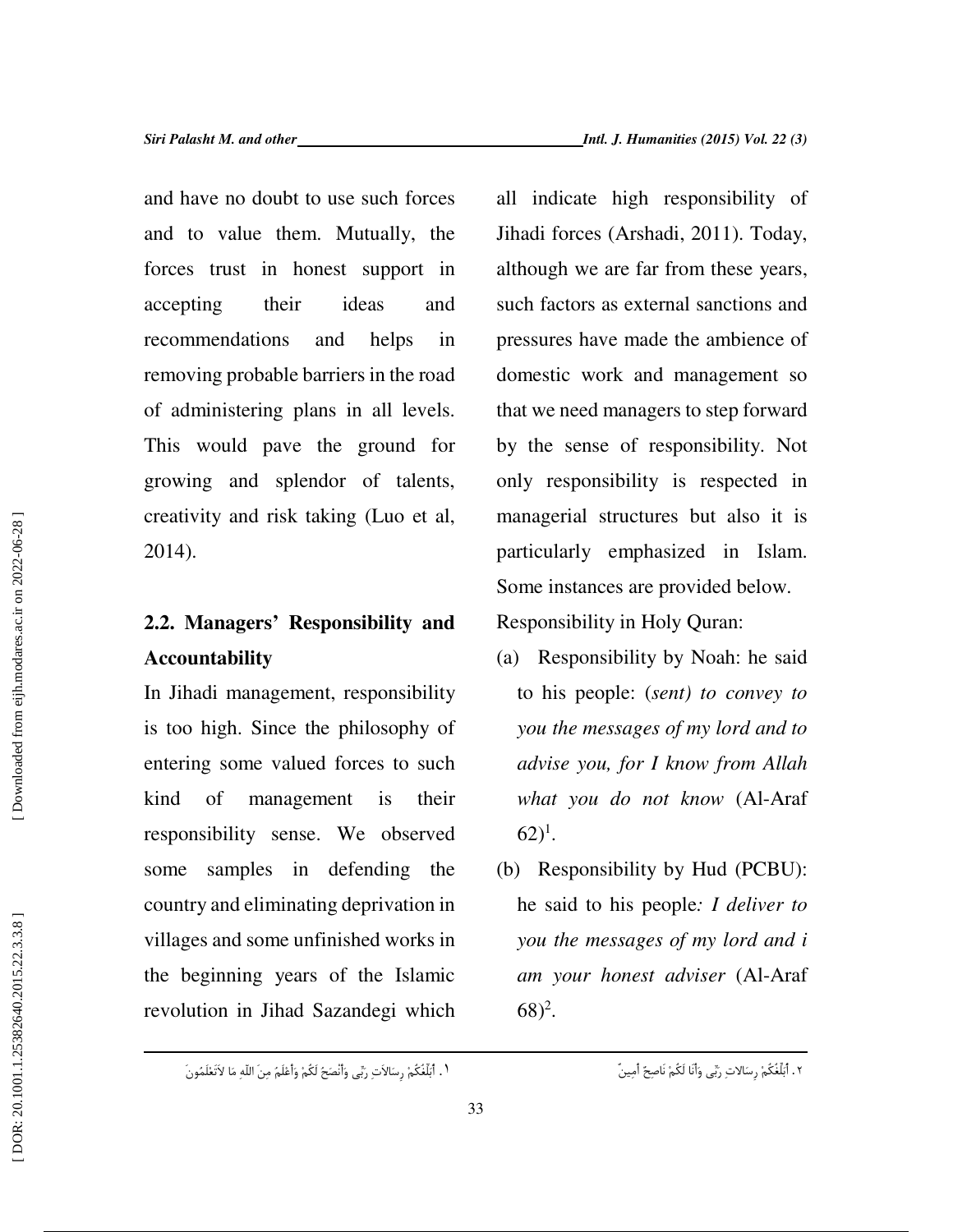and have no doubt to use such forces and to value them. Mutually, the forces trust in honest support in accepting their ideas and recommendations and helps in removing probable barriers in the road of administering plans in all levels. This would pave the ground for growing and splendor of talents, creativity and risk taking (Luo et al, 2014).

## 2.2. Managers' Responsibility and Accountability

In Jihadi management, responsibility is too high. Since the philosophy of entering some valued forces to such kind of management is their responsibility sense. We observed some samples in defending the country and eliminating deprivation in villages and some unfinished works in the beginning years of the Islamic revolution in Jihad Sazandegi which all indicate high responsibility of Jihadi forces (Arshadi, 2011). Today, although we are far from these years, such factors as external sanctions and pressures have made the ambience of domestic work and management so that we need managers to step forward by the sense of responsibility. Not only responsibility is respected in managerial structures but also it is particularly emphasized in Islam. Some instances are provided below.

Responsibility in Holy Quran:

(a) Responsibility by Noah: he said to his people: (*sent) to convey to you the messages of my lord and to advise you, for I know from Allah what you do not know* (Al-Araf 62)[1].

(b) Responsibility by Hud (PCBU): he said to his people*: I deliver to you the messages of my lord and i am your honest adviser* (Al-Araf 68)[2].

---

۱. أُبَلِّغُكُمْ رِسَالاَتِ رَبِّی وَأَنْصَحُ لَكُمْ وَأَعْلَمُ مِنَ اللّهِ مَا لاَتَعْلَمُونَ

۲. أُبَلِّغُكُمْ رِسَالاتِ رَبِّی وَأَنَا لَكُمْ نَاصِحٌ أَمِينٌ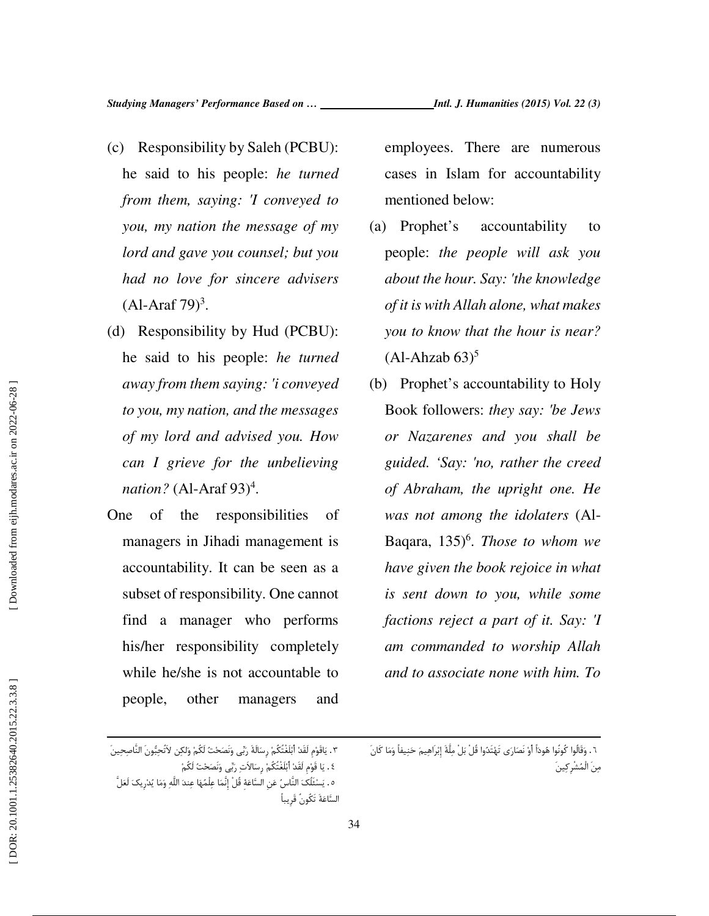(c) Responsibility by Saleh (PCBU): he said to his people: *he turned from them, saying: 'I conveyed to you, my nation the message of my lord and gave you counsel; but you had no love for sincere advisers* (Al-Araf 79)[3].

(d) Responsibility by Hud (PCBU): he said to his people: *he turned away from them saying: 'i conveyed to you, my nation, and the messages of my lord and advised you. How can I grieve for the unbelieving nation?* (Al-Araf 93)[4].

One of the responsibilities of managers in Jihadi management is accountability. It can be seen as a subset of responsibility. One cannot find a manager who performs his/her responsibility completely while he/she is not accountable to people, other managers and employees. There are numerous cases in Islam for accountability mentioned below:

(a) Prophet's accountability to people: *the people will ask you about the hour. Say: 'the knowledge of it is with Allah alone, what makes you to know that the hour is near?* (Al-Ahzab 63)[5]

(b) Prophet's accountability to Holy Book followers: *they say: 'be Jews or Nazarenes and you shall be guided. 'Say: 'no, rather the creed of Abraham, the upright one. He was not among the idolaters* (Al-Baqara, 135)[6]. *Those to whom we have given the book rejoice in what is sent down to you, while some factions reject a part of it. Say: 'I am commanded to worship Allah and to associate none with him. To*

---

۳. یَاقَوْمِ لَقَدْ أَبْلَغْتُکُمْ رِسَالَةَ رَبِّی وَنَصَحْتُ لَکُمْ وَلٰکِن لاَتُحِبُّونَ النَّاصِحِینَ

٤ . یَا قَوْمِ لَقَدْ أَبْلَغْتُکُمْ رِسَالاَتِ رَبِّی وَنَصَحْتُ لَکُمْ

٥ . یَسْئَلُکَ النَّاسُ عَنِ السَّاعَةِ قُلْ إِنَّمَا عِلْمُهَا عِندَ اللَّهِ وَمَا یُدْرِیکَ لَعَلَّ السَّاعَةَ تَکُونُ قَرِیباً

٦ . وَقَالُوا کُونُوا هُوداً أَوْ نَصَارَی تَهْتَدُوا قُلْ بَلْ مِلَّةَ إِبْرَاهِیمَ حَنِیفاً وَمَا کَانَ مِنَ الْمُشْرِکِینَ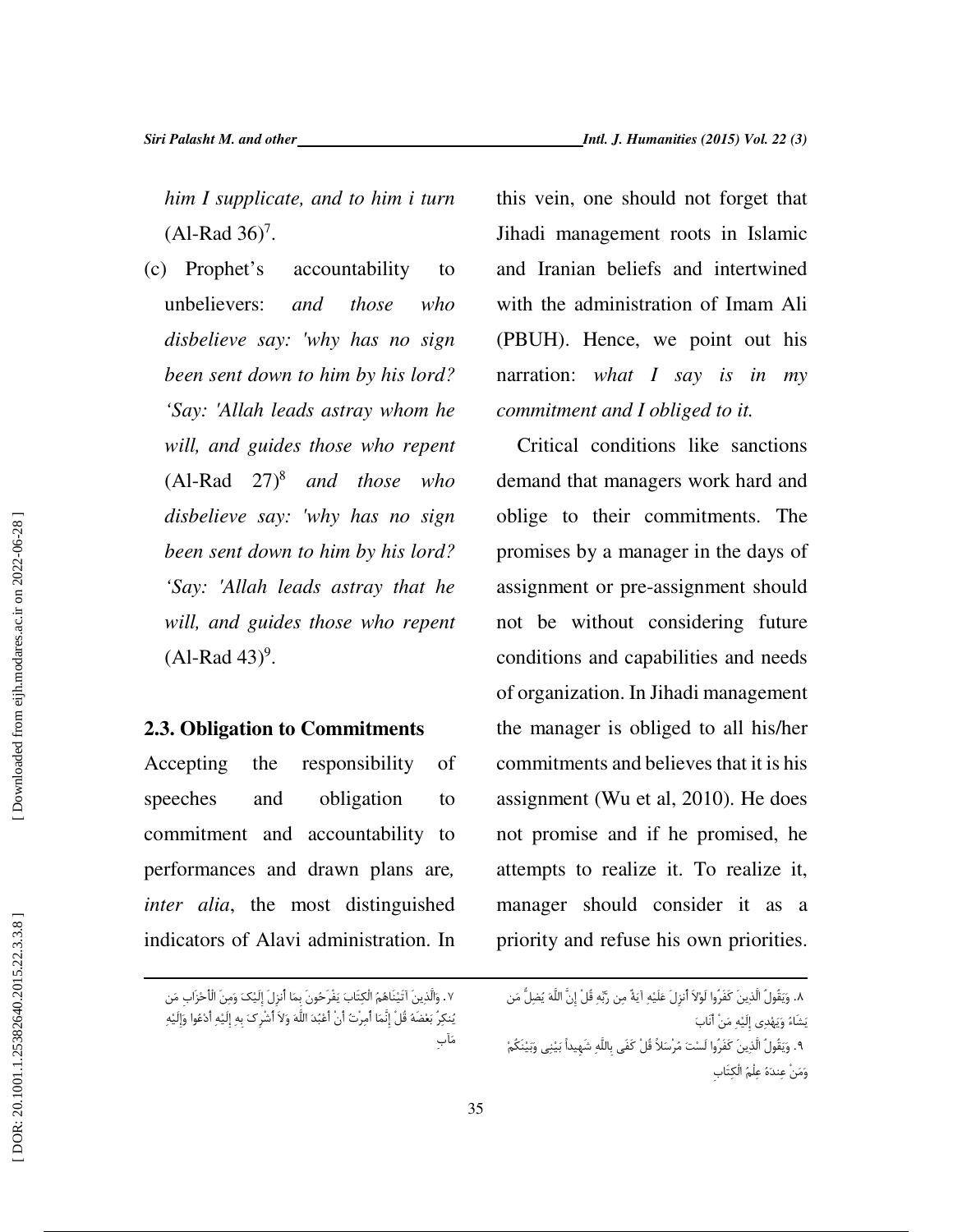*him I supplicate, and to him i turn* (Al-Rad 36)[7].

(c) Prophet's accountability to unbelievers: *and those who disbelieve say: 'why has no sign been sent down to him by his lord? 'Say: 'Allah leads astray whom he will, and guides those who repent* (Al-Rad 27)[8] *and those who disbelieve say: 'why has no sign been sent down to him by his lord? 'Say: 'Allah leads astray that he will, and guides those who repent* (Al-Rad 43)[9].

### 2.3. Obligation to Commitments

Accepting the responsibility of speeches and obligation to commitment and accountability to performances and drawn plans are*, inter alia*, the most distinguished indicators of Alavi administration. In this vein, one should not forget that Jihadi management roots in Islamic and Iranian beliefs and intertwined with the administration of Imam Ali (PBUH). Hence, we point out his narration: *what I say is in my commitment and I obliged to it.*

Critical conditions like sanctions demand that managers work hard and oblige to their commitments. The promises by a manager in the days of assignment or pre-assignment should not be without considering future conditions and capabilities and needs of organization. In Jihadi management the manager is obliged to all his/her commitments and believes that it is his assignment (Wu et al, 2010). He does not promise and if he promised, he attempts to realize it. To realize it, manager should consider it as a priority and refuse his own priorities.

---

۷. وَالَّذِينَ آتَيْنَاهُمُ الْكِتَابَ يَفْرَحُونَ بِمَا أُنزِلَ إِلَيْكَ وَمِنَ الْأَحْزَابِ مَن يُنكِرُ بَعْضَهُ قُلْ إِنَّمَا أُمِرْتُ أَنْ أَعْبُدَ اللَّهَ وَلاَ أُشْرِكَ بِهِ إِلَيْهِ أَدْعُوا وَإِلَيْهِ مَآبِ

۸. وَيَقُولُ الَّذِينَ كَفَرُوا لَوْلاَ أُنزِلَ عَلَيْهِ آيَةٌ مِن رَّبِّهِ قُلْ إِنَّ اللَّهَ يُضِلُّ مَن يَشَاءُ وَيَهْدِي إِلَيْهِ مَنْ أَنَابَ

۹. وَيَقُولُ الَّذِينَ كَفَرُوا لَسْتَ مُرْسَلاً قُلْ كَفَى بِاللَّهِ شَهِيداً بَيْنِي وَبَيْنَكُمْ وَمَنْ عِندَهُ عِلْمُ الْكِتَابِ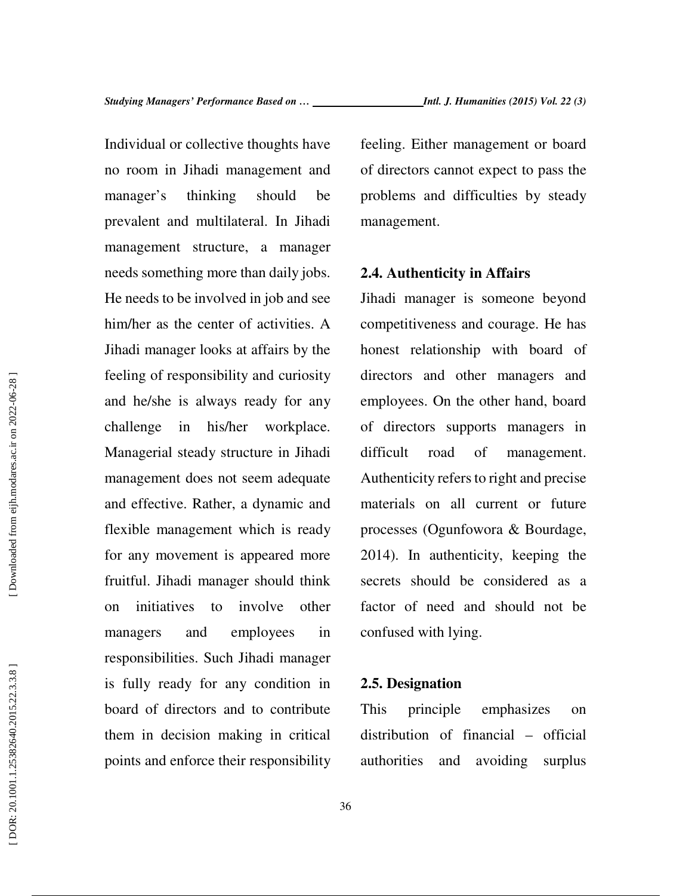Individual or collective thoughts have no room in Jihadi management and manager's thinking should be prevalent and multilateral. In Jihadi management structure, a manager needs something more than daily jobs. He needs to be involved in job and see him/her as the center of activities. A Jihadi manager looks at affairs by the feeling of responsibility and curiosity and he/she is always ready for any challenge in his/her workplace. Managerial steady structure in Jihadi management does not seem adequate and effective. Rather, a dynamic and flexible management which is ready for any movement is appeared more fruitful. Jihadi manager should think on initiatives to involve other managers and employees in responsibilities. Such Jihadi manager is fully ready for any condition in board of directors and to contribute them in decision making in critical points and enforce their responsibility feeling. Either management or board of directors cannot expect to pass the problems and difficulties by steady management.

### 2.4. Authenticity in Affairs

Jihadi manager is someone beyond competitiveness and courage. He has honest relationship with board of directors and other managers and employees. On the other hand, board of directors supports managers in difficult road of management. Authenticity refers to right and precise materials on all current or future processes (Ogunfowora & Bourdage, 2014). In authenticity, keeping the secrets should be considered as a factor of need and should not be confused with lying.

### 2.5. Designation

This principle emphasizes on distribution of financial – official authorities and avoiding surplus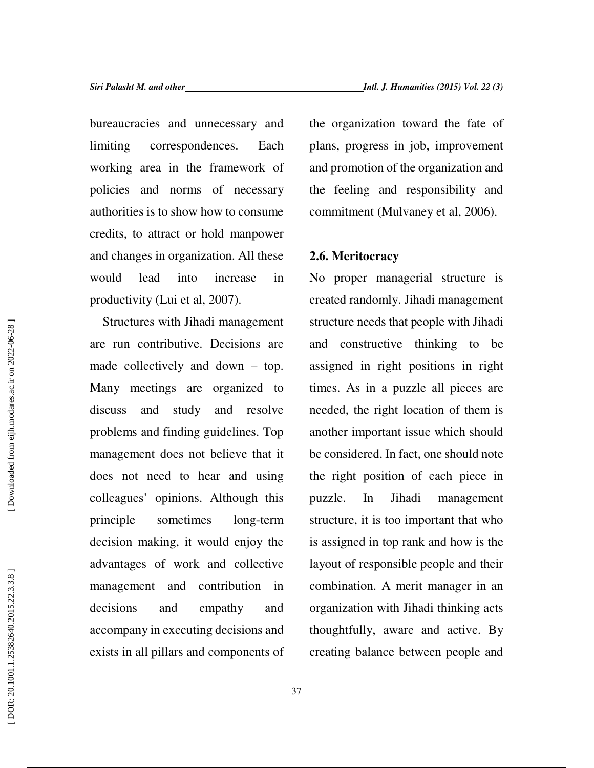bureaucracies and unnecessary and limiting correspondences. Each working area in the framework of policies and norms of necessary authorities is to show how to consume credits, to attract or hold manpower and changes in organization. All these would lead into increase in productivity (Lui et al, 2007).

Structures with Jihadi management are run contributive. Decisions are made collectively and down – top. Many meetings are organized to discuss and study and resolve problems and finding guidelines. Top management does not believe that it does not need to hear and using colleagues' opinions. Although this principle sometimes long-term decision making, it would enjoy the advantages of work and collective management and contribution in decisions and empathy and accompany in executing decisions and exists in all pillars and components of the organization toward the fate of plans, progress in job, improvement and promotion of the organization and the feeling and responsibility and commitment (Mulvaney et al, 2006).

### 2.6. Meritocracy

No proper managerial structure is created randomly. Jihadi management structure needs that people with Jihadi and constructive thinking to be assigned in right positions in right times. As in a puzzle all pieces are needed, the right location of them is another important issue which should be considered. In fact, one should note the right position of each piece in puzzle. In Jihadi management structure, it is too important that who is assigned in top rank and how is the layout of responsible people and their combination. A merit manager in an organization with Jihadi thinking acts thoughtfully, aware and active. By creating balance between people and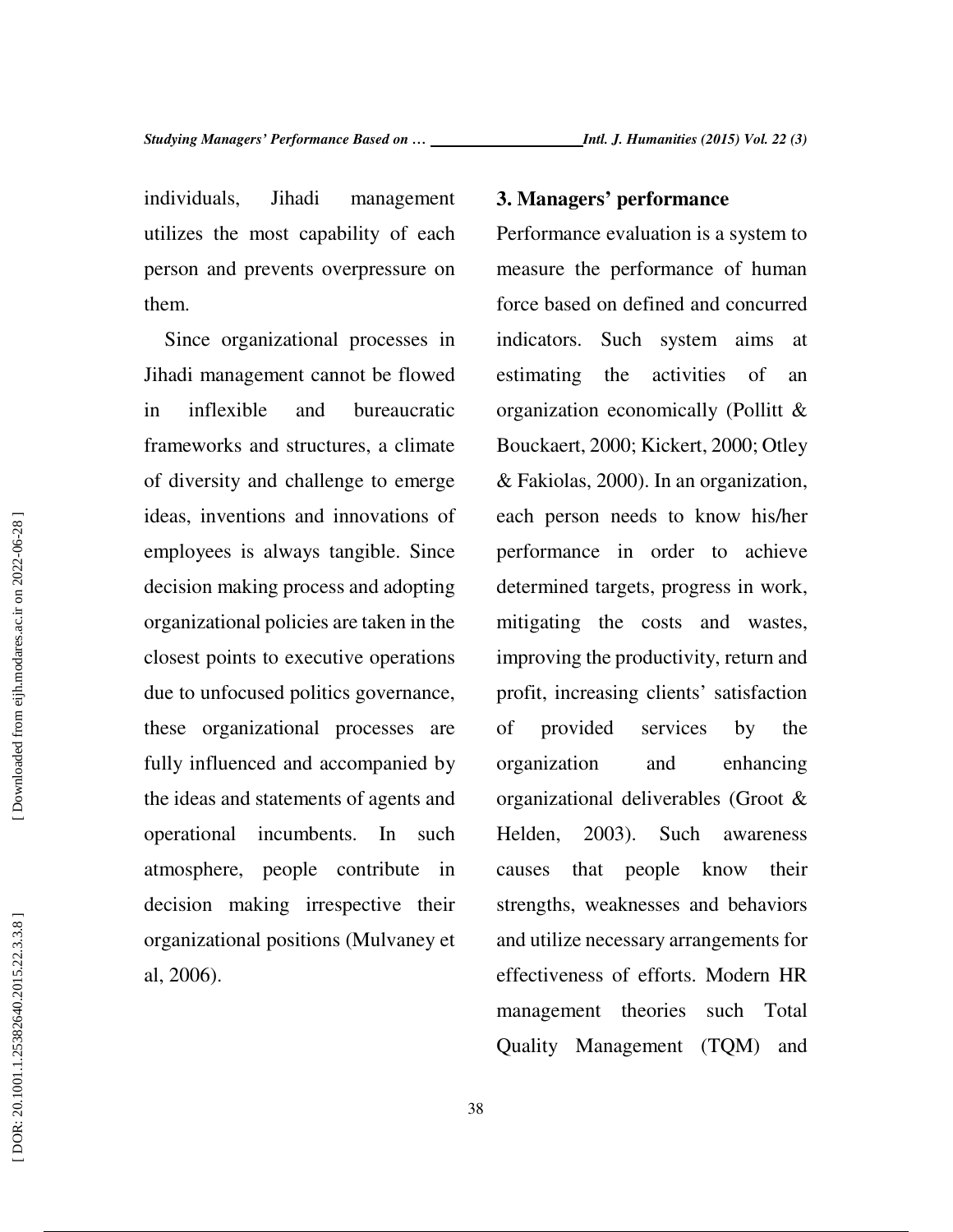individuals, Jihadi management utilizes the most capability of each person and prevents overpressure on them.

Since organizational processes in Jihadi management cannot be flowed in inflexible and bureaucratic frameworks and structures, a climate of diversity and challenge to emerge ideas, inventions and innovations of employees is always tangible. Since decision making process and adopting organizational policies are taken in the closest points to executive operations due to unfocused politics governance, these organizational processes are fully influenced and accompanied by the ideas and statements of agents and operational incumbents. In such atmosphere, people contribute in decision making irrespective their organizational positions (Mulvaney et al, 2006).

### 3. Managers' performance

Performance evaluation is a system to measure the performance of human force based on defined and concurred indicators. Such system aims at estimating the activities of an organization economically (Pollitt & Bouckaert, 2000; Kickert, 2000; Otley & Fakiolas, 2000). In an organization, each person needs to know his/her performance in order to achieve determined targets, progress in work, mitigating the costs and wastes, improving the productivity, return and profit, increasing clients' satisfaction of provided services by the organization and enhancing organizational deliverables (Groot & Helden, 2003). Such awareness causes that people know their strengths, weaknesses and behaviors and utilize necessary arrangements for effectiveness of efforts. Modern HR management theories such Total Quality Management (TQM) and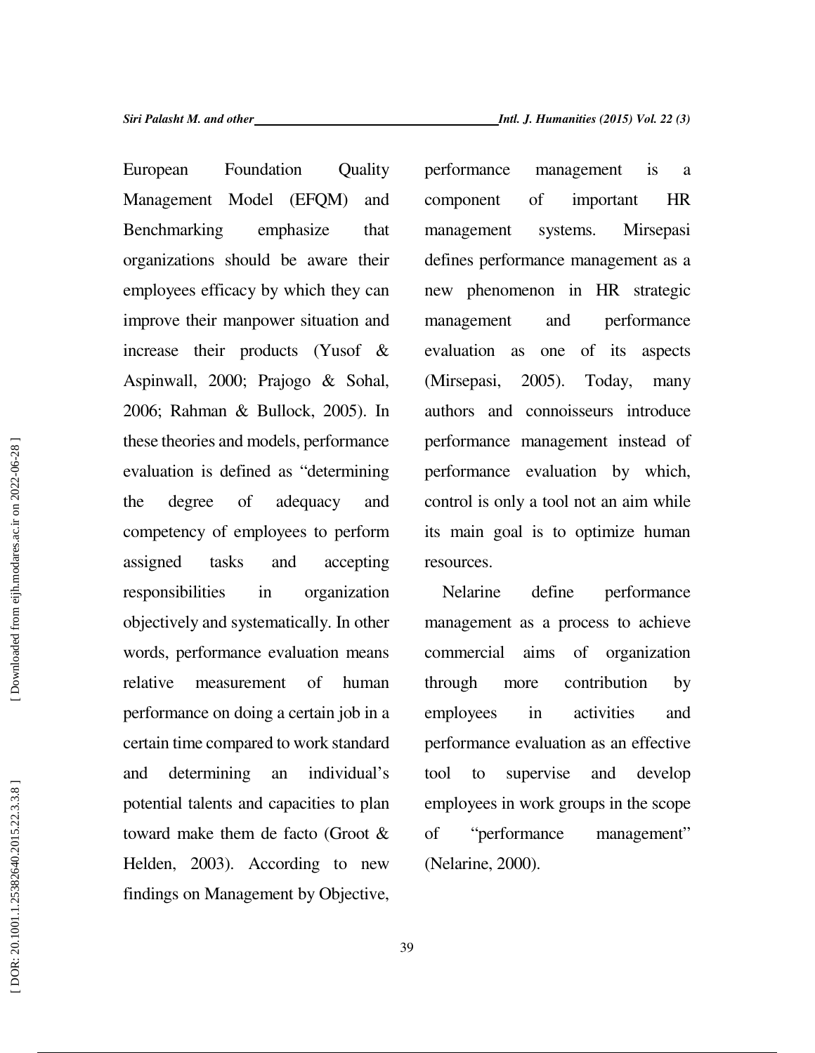European Foundation Quality Management Model (EFQM) and Benchmarking emphasize that organizations should be aware their employees efficacy by which they can improve their manpower situation and increase their products (Yusof & Aspinwall, 2000; Prajogo & Sohal, 2006; Rahman & Bullock, 2005). In these theories and models, performance evaluation is defined as "determining the degree of adequacy and competency of employees to perform assigned tasks and accepting responsibilities in organization objectively and systematically. In other words, performance evaluation means relative measurement of human performance on doing a certain job in a certain time compared to work standard and determining an individual's potential talents and capacities to plan toward make them de facto (Groot & Helden, 2003). According to new findings on Management by Objective, performance management is a component of important HR management systems. Mirsepasi defines performance management as a new phenomenon in HR strategic management and performance evaluation as one of its aspects (Mirsepasi, 2005). Today, many authors and connoisseurs introduce performance management instead of performance evaluation by which, control is only a tool not an aim while its main goal is to optimize human resources.

Nelarine define performance management as a process to achieve commercial aims of organization through more contribution by employees in activities and performance evaluation as an effective tool to supervise and develop employees in work groups in the scope of "performance management" (Nelarine, 2000).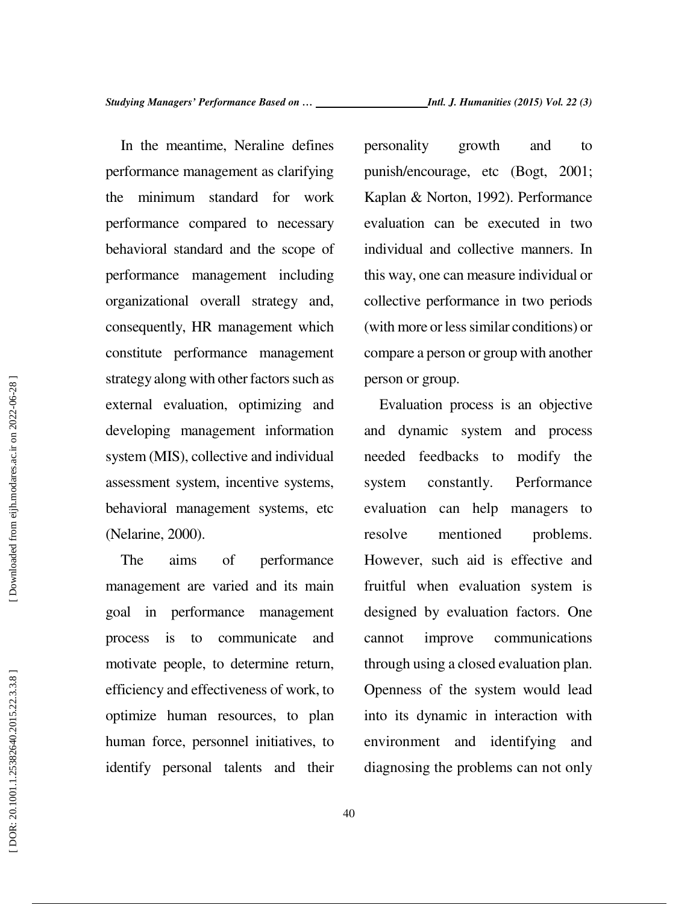In the meantime, Neraline defines performance management as clarifying the minimum standard for work performance compared to necessary behavioral standard and the scope of performance management including organizational overall strategy and, consequently, HR management which constitute performance management strategy along with other factors such as external evaluation, optimizing and developing management information system (MIS), collective and individual assessment system, incentive systems, behavioral management systems, etc (Nelarine, 2000).

The aims of performance management are varied and its main goal in performance management process is to communicate and motivate people, to determine return, efficiency and effectiveness of work, to optimize human resources, to plan human force, personnel initiatives, to identify personal talents and their personality growth and to punish/encourage, etc (Bogt, 2001; Kaplan & Norton, 1992). Performance evaluation can be executed in two individual and collective manners. In this way, one can measure individual or collective performance in two periods (with more or less similar conditions) or compare a person or group with another person or group.

Evaluation process is an objective and dynamic system and process needed feedbacks to modify the system constantly. Performance evaluation can help managers to resolve mentioned problems. However, such aid is effective and fruitful when evaluation system is designed by evaluation factors. One cannot improve communications through using a closed evaluation plan. Openness of the system would lead into its dynamic in interaction with environment and identifying and diagnosing the problems can not only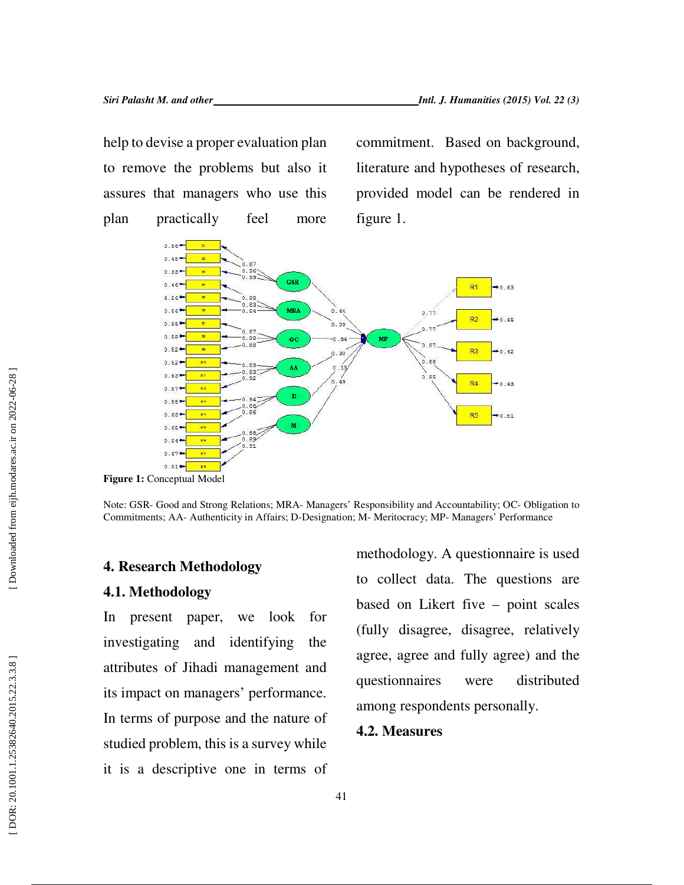help to devise a proper evaluation plan to remove the problems but also it assures that managers who use this plan practically feel more commitment. Based on background, literature and hypotheses of research, provided model can be rendered in figure 1.

**Figure 1:** Conceptual Model

Note: GSR- Good and Strong Relations; MRA- Managers' Responsibility and Accountability; OC- Obligation to Commitments; AA- Authenticity in Affairs; D-Designation; M- Meritocracy; MP- Managers' Performance

## 4. Research Methodology

### 4.1. Methodology

In present paper, we look for investigating and identifying the attributes of Jihadi management and its impact on managers' performance. In terms of purpose and the nature of studied problem, this is a survey while it is a descriptive one in terms of methodology. A questionnaire is used to collect data. The questions are based on Likert five – point scales (fully disagree, disagree, relatively agree, agree and fully agree) and the questionnaires were distributed among respondents personally.

### 4.2. Measures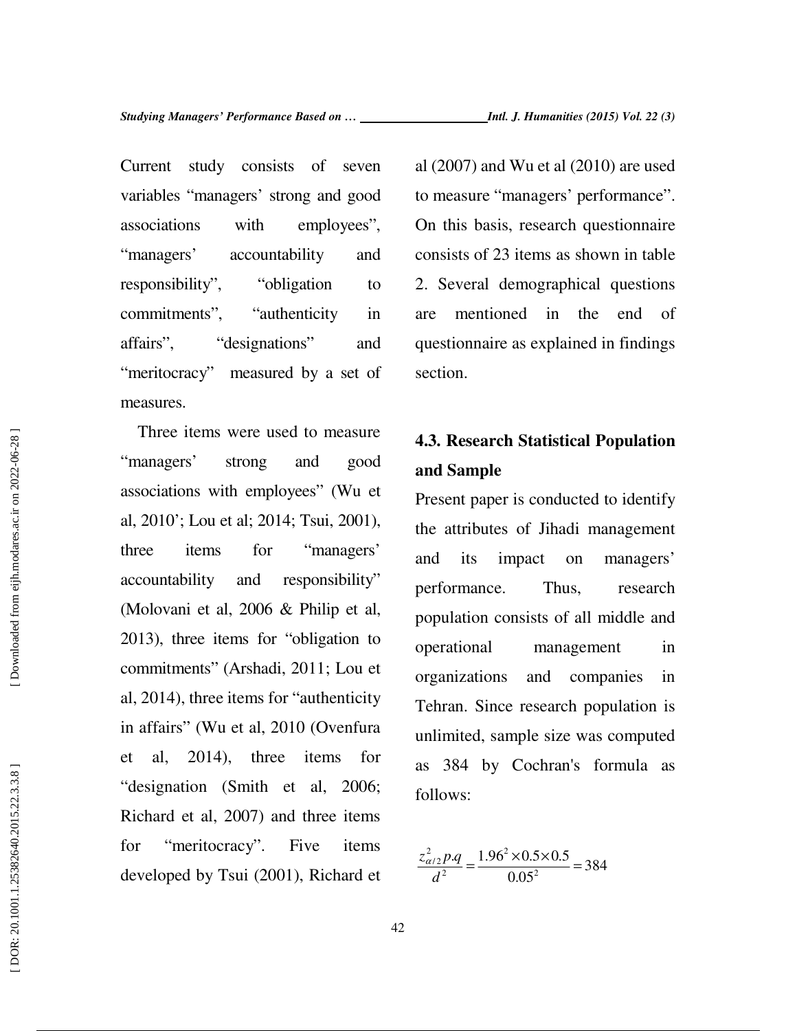Current study consists of seven variables “managers’ strong and good associations with employees”, “managers’ accountability and responsibility”, “obligation to commitments”, “authenticity in affairs”, “designations” and “meritocracy” measured by a set of measures.

Three items were used to measure “managers’ strong and good associations with employees” (Wu et al, 2010’; Lou et al; 2014; Tsui, 2001), three items for “managers’ accountability and responsibility” (Molovani et al, 2006 & Philip et al, 2013), three items for “obligation to commitments” (Arshadi, 2011; Lou et al, 2014), three items for “authenticity in affairs” (Wu et al, 2010 (Ovenfura et al, 2014), three items for “designation (Smith et al, 2006; Richard et al, 2007) and three items for “meritocracy”. Five items developed by Tsui (2001), Richard et al (2007) and Wu et al (2010) are used to measure “managers’ performance”. On this basis, research questionnaire consists of 23 items as shown in table 2. Several demographical questions are mentioned in the end of questionnaire as explained in findings section.

### 4.3. Research Statistical Population and Sample

Present paper is conducted to identify the attributes of Jihadi management and its impact on managers’ performance. Thus, research population consists of all middle and operational management in organizations and companies in Tehran. Since research population is unlimited, sample size was computed as 384 by Cochran's formula as follows:

$$\frac{z_{\alpha/2}^{2} p.q}{d^{2}} = \frac{1.96^{2} \times 0.5 \times 0.5}{0.05^{2}} = 384$$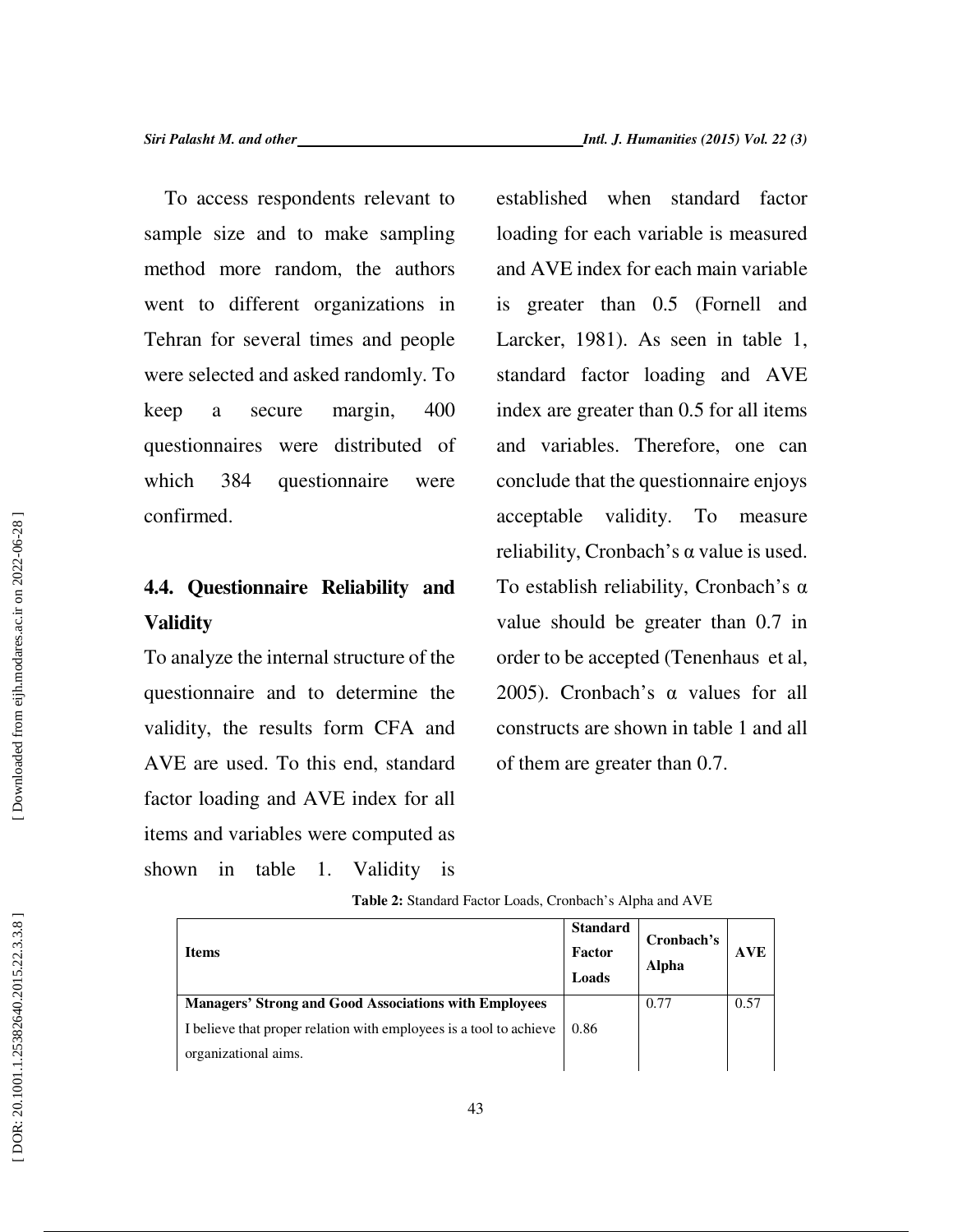To access respondents relevant to sample size and to make sampling method more random, the authors went to different organizations in Tehran for several times and people were selected and asked randomly. To keep a secure margin, 400 questionnaires were distributed of which 384 questionnaire were confirmed.

### 4.4. Questionnaire Reliability and Validity

To analyze the internal structure of the questionnaire and to determine the validity, the results form CFA and AVE are used. To this end, standard factor loading and AVE index for all items and variables were computed as shown in table 1. Validity is established when standard factor loading for each variable is measured and AVE index for each main variable is greater than 0.5 (Fornell and Larcker, 1981). As seen in table 1, standard factor loading and AVE index are greater than 0.5 for all items and variables. Therefore, one can conclude that the questionnaire enjoys acceptable validity. To measure reliability, Cronbach's α value is used. To establish reliability, Cronbach's α value should be greater than 0.7 in order to be accepted (Tenenhaus et al, 2005). Cronbach's α values for all constructs are shown in table 1 and all of them are greater than 0.7.

**Table 2:** Standard Factor Loads, Cronbach's Alpha and AVE

| Items | Standard Factor Loads | Cronbach's Alpha | AVE |
|---|---|---|---|
| **Managers' Strong and Good Associations with Employees** | | 0.77 | 0.57 |
| I believe that proper relation with employees is a tool to achieve organizational aims. | 0.86 | | |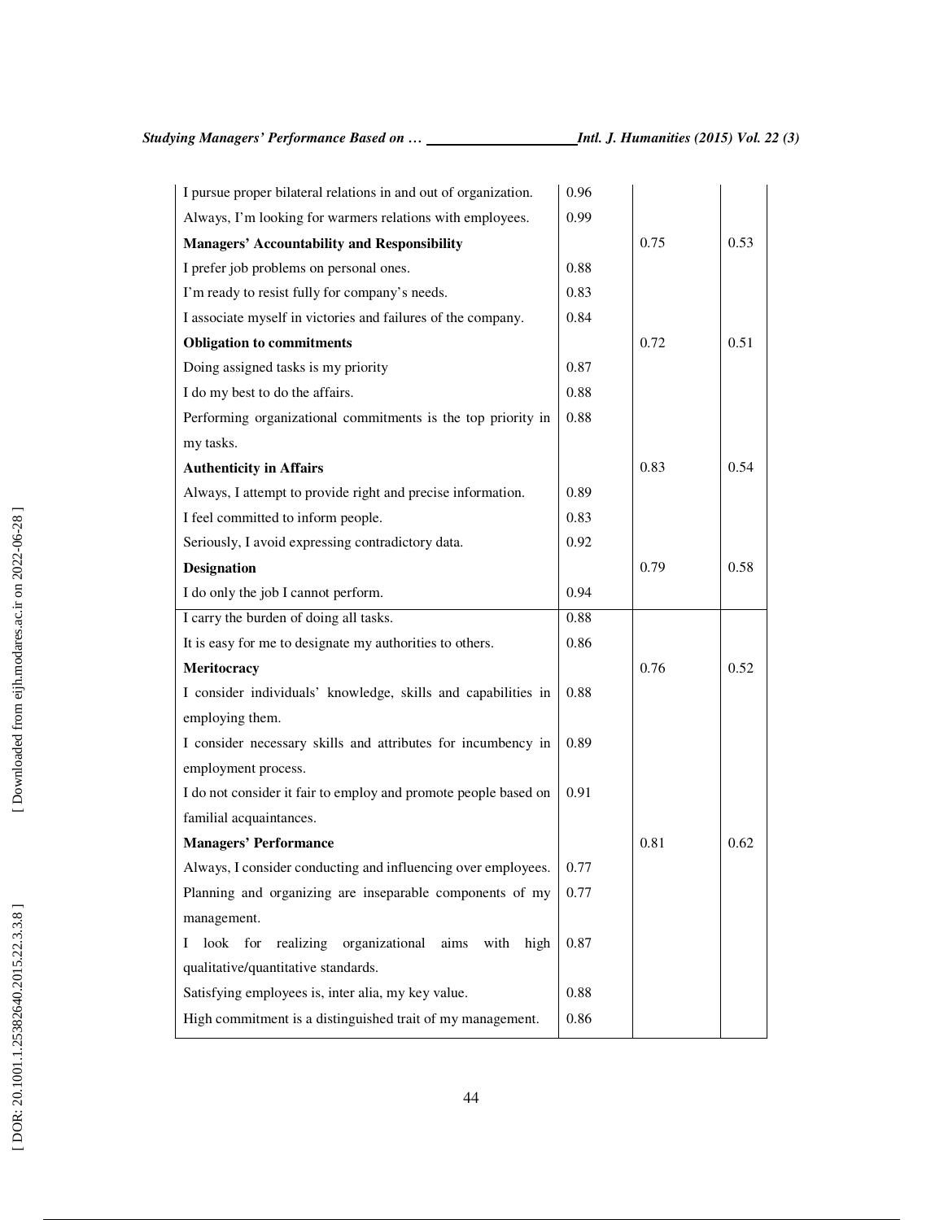| | | | |
|---|---|---|---|
| I pursue proper bilateral relations in and out of organization. | 0.96 | | |
| Always, I'm looking for warmers relations with employees. | 0.99 | | |
| **Managers' Accountability and Responsibility** | | 0.75 | 0.53 |
| I prefer job problems on personal ones. | 0.88 | | |
| I'm ready to resist fully for company's needs. | 0.83 | | |
| I associate myself in victories and failures of the company. | 0.84 | | |
| **Obligation to commitments** | | 0.72 | 0.51 |
| Doing assigned tasks is my priority | 0.87 | | |
| I do my best to do the affairs. | 0.88 | | |
| Performing organizational commitments is the top priority in my tasks. | 0.88 | | |
| **Authenticity in Affairs** | | 0.83 | 0.54 |
| Always, I attempt to provide right and precise information. | 0.89 | | |
| I feel committed to inform people. | 0.83 | | |
| Seriously, I avoid expressing contradictory data. | 0.92 | | |
| **Designation** | | 0.79 | 0.58 |
| I do only the job I cannot perform. | 0.94 | | |
| I carry the burden of doing all tasks. | 0.88 | | |
| It is easy for me to designate my authorities to others. | 0.86 | | |
| **Meritocracy** | | 0.76 | 0.52 |
| I consider individuals' knowledge, skills and capabilities in employing them. | 0.88 | | |
| I consider necessary skills and attributes for incumbency in employment process. | 0.89 | | |
| I do not consider it fair to employ and promote people based on familial acquaintances. | 0.91 | | |
| **Managers' Performance** | | 0.81 | 0.62 |
| Always, I consider conducting and influencing over employees. | 0.77 | | |
| Planning and organizing are inseparable components of my management. | 0.77 | | |
| I look for realizing organizational aims with high qualitative/quantitative standards. | 0.87 | | |
| Satisfying employees is, inter alia, my key value. | 0.88 | | |
| High commitment is a distinguished trait of my management. | 0.86 | | |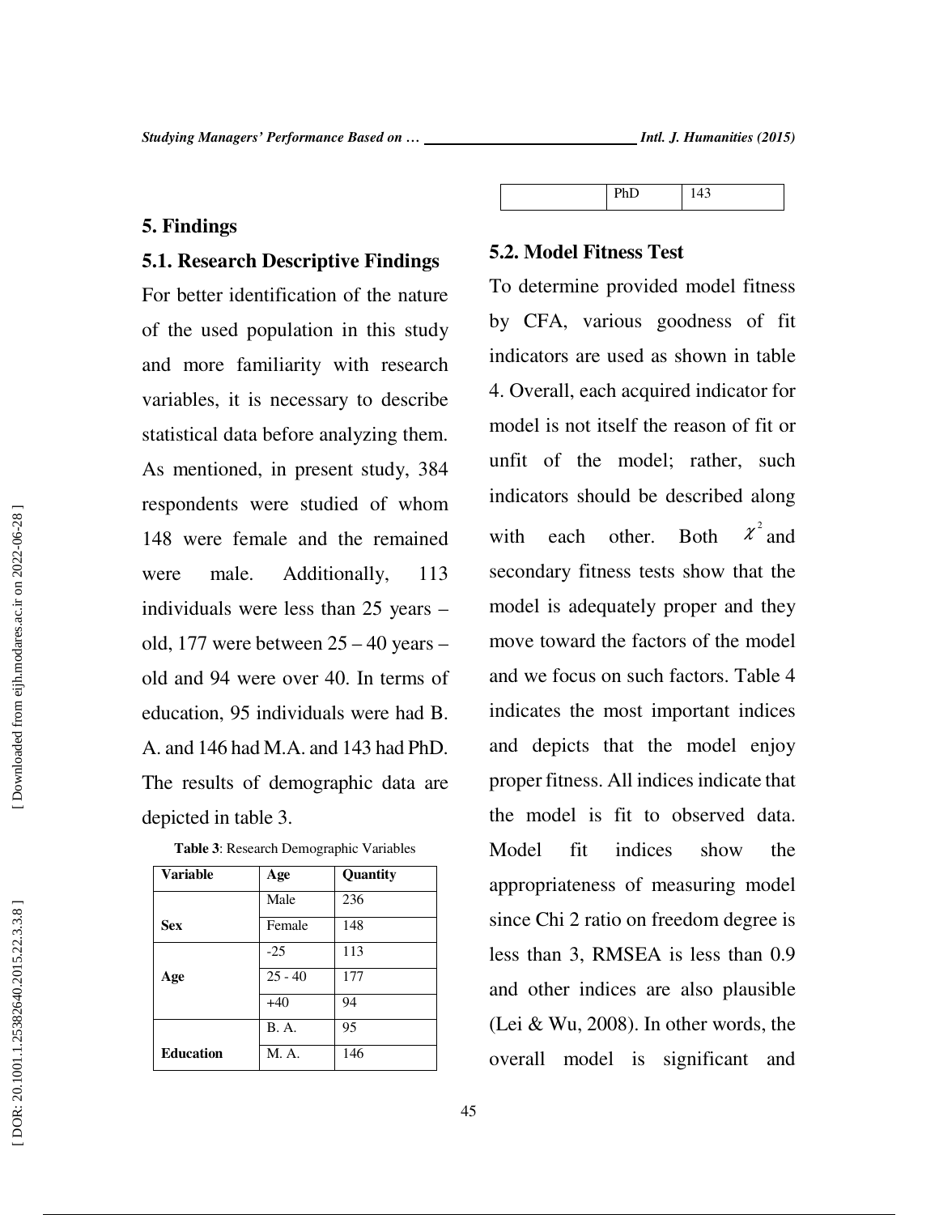## 5. Findings

### 5.1. Research Descriptive Findings

For better identification of the nature of the used population in this study and more familiarity with research variables, it is necessary to describe statistical data before analyzing them. As mentioned, in present study, 384 respondents were studied of whom 148 were female and the remained were male. Additionally, 113 individuals were less than 25 years – old, 177 were between 25 – 40 years – old and 94 were over 40. In terms of education, 95 individuals were had B. A. and 146 had M.A. and 143 had PhD. The results of demographic data are depicted in table 3.

**Table 3**: Research Demographic Variables

| Variable | Age | Quantity |
|---|---|---|
| Sex | Male | 236 |
| | Female | 148 |
| Age | -25 | 113 |
| | 25 - 40 | 177 |
| | +40 | 94 |
| Education | B. A. | 95 |
| | M. A. | 146 |
| | PhD | 143 |

### 5.2. Model Fitness Test

To determine provided model fitness by CFA, various goodness of fit indicators are used as shown in table 4. Overall, each acquired indicator for model is not itself the reason of fit or unfit of the model; rather, such indicators should be described along with each other. Both $\chi^2$ and secondary fitness tests show that the model is adequately proper and they move toward the factors of the model and we focus on such factors. Table 4 indicates the most important indices and depicts that the model enjoy proper fitness. All indices indicate that the model is fit to observed data. Model fit indices show the appropriateness of measuring model since Chi 2 ratio on freedom degree is less than 3, RMSEA is less than 0.9 and other indices are also plausible (Lei & Wu, 2008). In other words, the overall model is significant and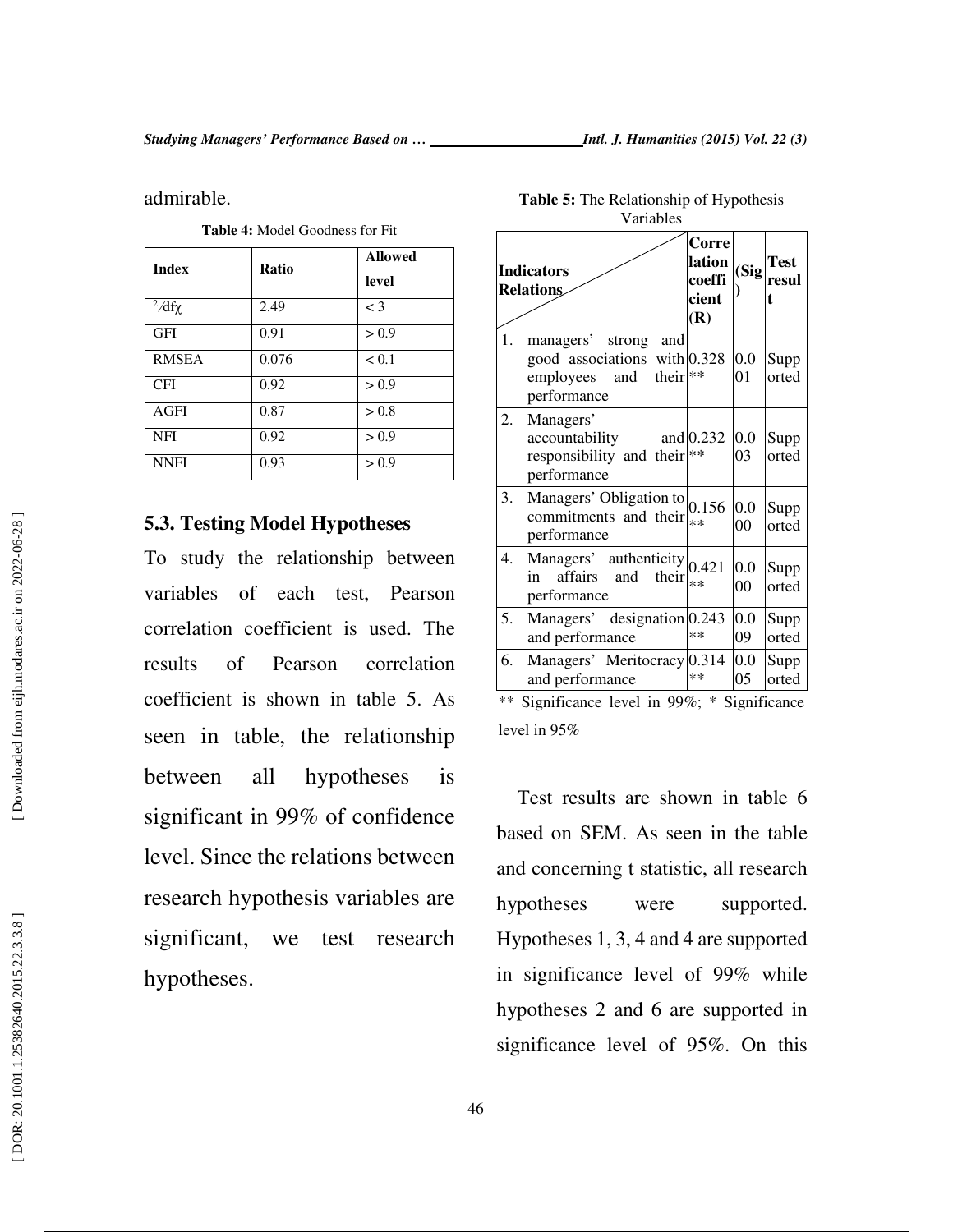admirable.

**Table 4:** Model Goodness for Fit

| Index | Ratio | Allowed level |
|---|---|---|
| $\chi^2/df$ | 2.49 | < 3 |
| GFI | 0.91 | > 0.9 |
| RMSEA | 0.076 | < 0.1 |
| CFI | 0.92 | > 0.9 |
| AGFI | 0.87 | > 0.8 |
| NFI | 0.92 | > 0.9 |
| NNFI | 0.93 | > 0.9 |

### 5.3. Testing Model Hypotheses

To study the relationship between variables of each test, Pearson correlation coefficient is used. The results of Pearson correlation coefficient is shown in table 5. As seen in table, the relationship between all hypotheses is significant in 99% of confidence level. Since the relations between research hypothesis variables are significant, we test research hypotheses.

**Table 5:** The Relationship of Hypothesis Variables

| Indicators / Relations | Correlation coefficient (R) | (Sig) | Test result |
|---|---|---|---|
| 1. managers' strong and good associations with employees and their performance | 0.328 ** | 0.001 | Supported |
| 2. Managers' accountability and responsibility and their performance | 0.232 ** | 0.003 | Supported |
| 3. Managers' Obligation to commitments and their performance | 0.156 ** | 0.000 | Supported |
| 4. Managers' authenticity in affairs and their performance | 0.421 ** | 0.000 | Supported |
| 5. Managers' designation and performance | 0.243 ** | 0.009 | Supported |
| 6. Managers' Meritocracy and performance | 0.314 ** | 0.005 | Supported |

** Significance level in 99%; * Significance level in 95%

Test results are shown in table 6 based on SEM. As seen in the table and concerning t statistic, all research hypotheses were supported. Hypotheses 1, 3, 4 and 4 are supported in significance level of 99% while hypotheses 2 and 6 are supported in significance level of 95%. On this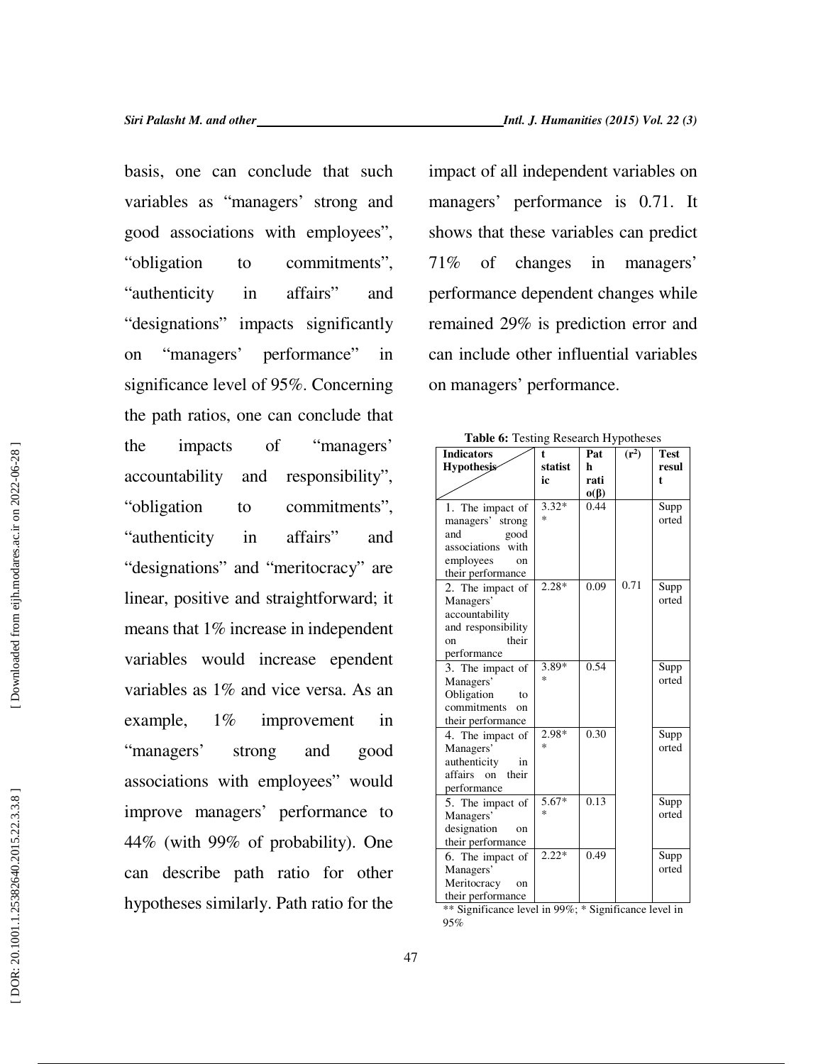basis, one can conclude that such variables as "managers' strong and good associations with employees", "obligation to commitments", "authenticity in affairs" and "designations" impacts significantly on "managers' performance" in significance level of 95%. Concerning the path ratios, one can conclude that the impacts of "managers' accountability and responsibility", "obligation to commitments", "authenticity in affairs" and "designations" and "meritocracy" are linear, positive and straightforward; it means that 1% increase in independent variables would increase ependent variables as 1% and vice versa. As an example, 1% improvement in "managers' strong and good associations with employees" would improve managers' performance to 44% (with 99% of probability). One can describe path ratio for other hypotheses similarly. Path ratio for the impact of all independent variables on managers' performance is 0.71. It shows that these variables can predict 71% of changes in managers' performance dependent changes while remained 29% is prediction error and can include other influential variables on managers' performance.

**Table 6:** Testing Research Hypotheses

| Indicators / Hypothesis | t statistic | Path ratio(β) | ($r^2$) | Test result |
|---|---|---|---|---|
| 1. The impact of managers' strong and good associations with employees on their performance | 3.32** | 0.44 | 0.71 | Supported |
| 2. The impact of Managers' accountability and responsibility on their performance | 2.28* | 0.09 | | Supported |
| 3. The impact of Managers' Obligation to commitments on their performance | 3.89** | 0.54 | | Supported |
| 4. The impact of Managers' authenticity in affairs on their performance | 2.98** | 0.30 | | Supported |
| 5. The impact of Managers' designation on their performance | 5.67** | 0.13 | | Supported |
| 6. The impact of Managers' Meritocracy on their performance | 2.22* | 0.49 | | Supported |

** Significance level in 99%; * Significance level in 95%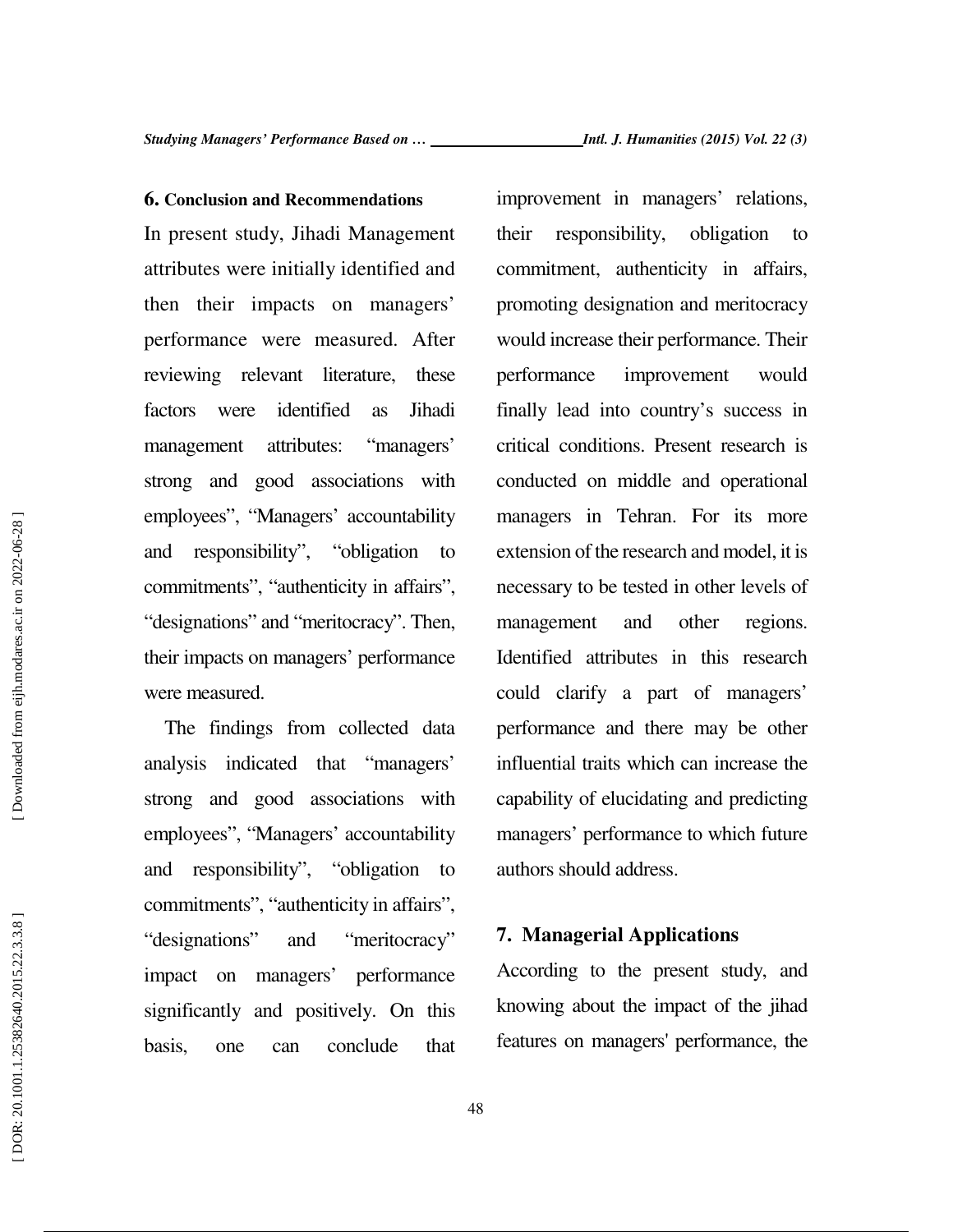## 6. Conclusion and Recommendations

In present study, Jihadi Management attributes were initially identified and then their impacts on managers' performance were measured. After reviewing relevant literature, these factors were identified as Jihadi management attributes: "managers' strong and good associations with employees", "Managers' accountability and responsibility", "obligation to commitments", "authenticity in affairs", "designations" and "meritocracy". Then, their impacts on managers' performance were measured.

The findings from collected data analysis indicated that "managers' strong and good associations with employees", "Managers' accountability and responsibility", "obligation to commitments", "authenticity in affairs", "designations" and "meritocracy" impact on managers' performance significantly and positively. On this basis, one can conclude that improvement in managers' relations, their responsibility, obligation to commitment, authenticity in affairs, promoting designation and meritocracy would increase their performance. Their performance improvement would finally lead into country's success in critical conditions. Present research is conducted on middle and operational managers in Tehran. For its more extension of the research and model, it is necessary to be tested in other levels of management and other regions. Identified attributes in this research could clarify a part of managers' performance and there may be other influential traits which can increase the capability of elucidating and predicting managers' performance to which future authors should address.

## 7. Managerial Applications

According to the present study, and knowing about the impact of the jihad features on managers' performance, the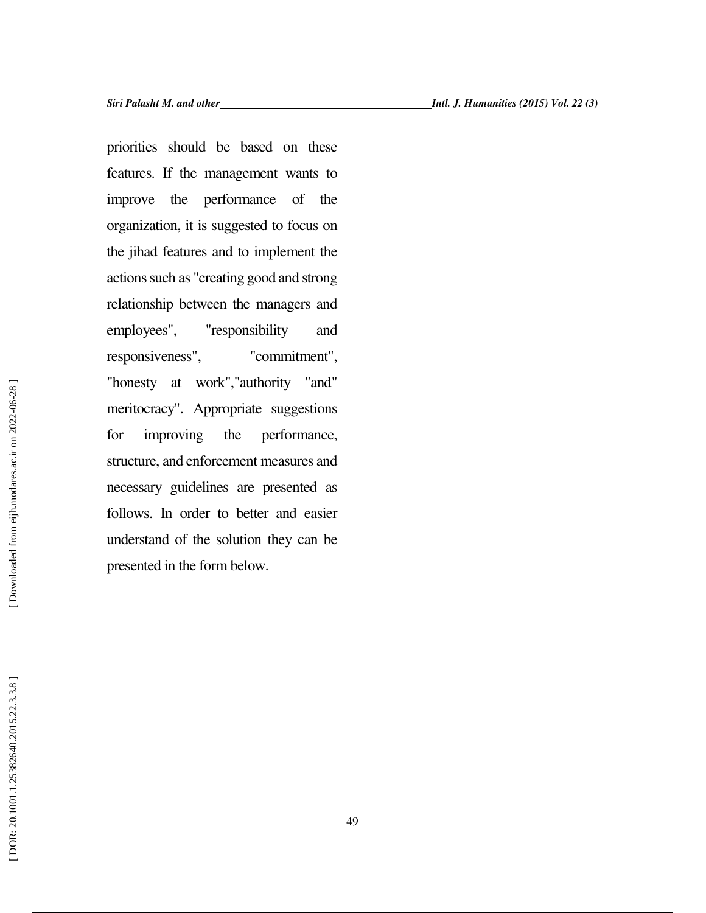priorities should be based on these features. If the management wants to improve the performance of the organization, it is suggested to focus on the jihad features and to implement the actions such as "creating good and strong relationship between the managers and employees", "responsibility and responsiveness", "commitment", "honesty at work","authority "and" meritocracy". Appropriate suggestions for improving the performance, structure, and enforcement measures and necessary guidelines are presented as follows. In order to better and easier understand of the solution they can be presented in the form below.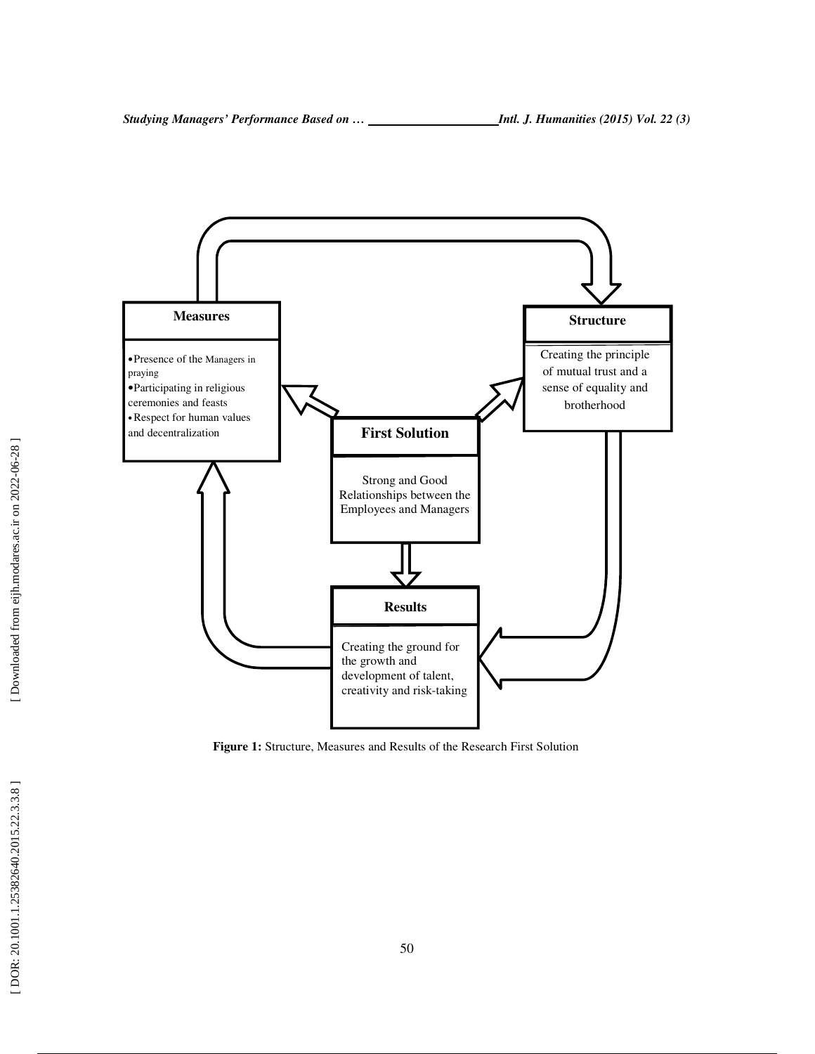**Measures**

- Presence of the Managers in praying
- Participating in religious ceremonies and feasts
- Respect for human values and decentralization

**Structure**

Creating the principle of mutual trust and a sense of equality and brotherhood

**First Solution**

Strong and Good Relationships between the Employees and Managers

**Results**

Creating the ground for the growth and development of talent, creativity and risk-taking

**Figure 1:** Structure, Measures and Results of the Research First Solution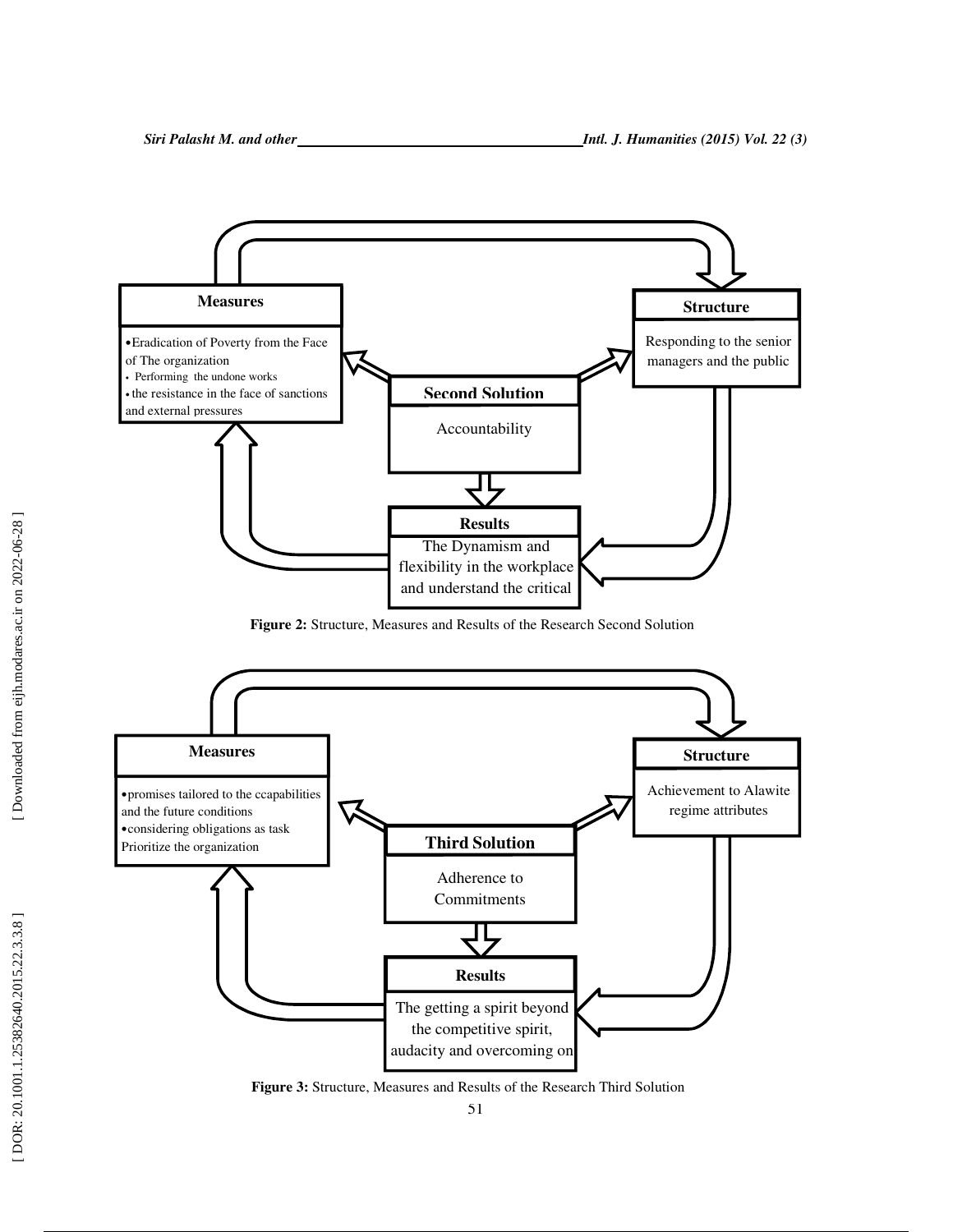**Measures**

- Eradication of Poverty from the Face of The organization
- Performing the undone works
- the resistance in the face of sanctions and external pressures

**Structure**

Responding to the senior managers and the public

**Second Solution**

Accountability

**Results**

The Dynamism and flexibility in the workplace and understand the critical

**Figure 2:** Structure, Measures and Results of the Research Second Solution

**Measures**

- promises tailored to the ccapabilities and the future conditions
- considering obligations as task Prioritize the organization

**Structure**

Achievement to Alawite regime attributes

**Third Solution**

Adherence to Commitments

**Results**

The getting a spirit beyond the competitive spirit, audacity and overcoming on

**Figure 3:** Structure, Measures and Results of the Research Third Solution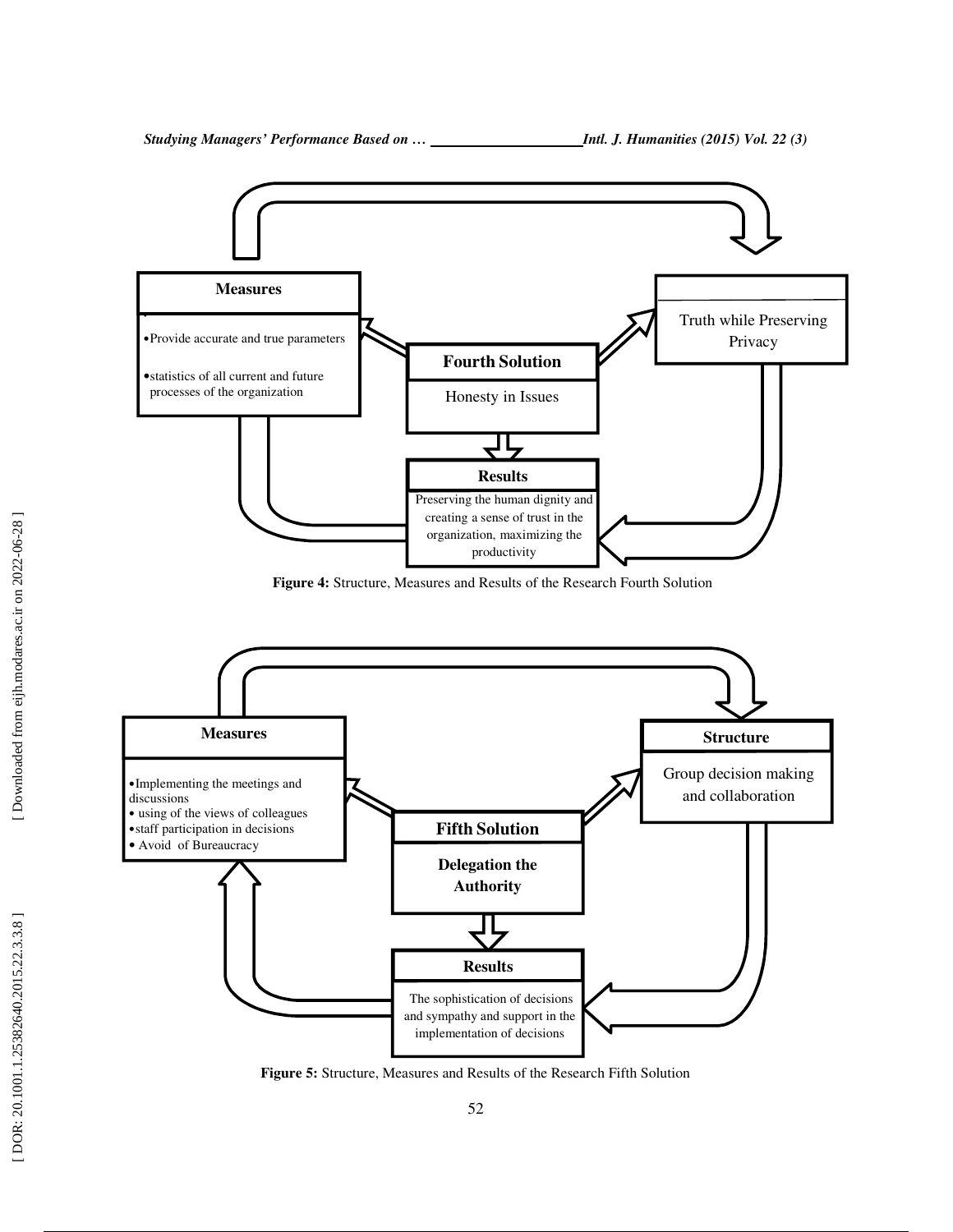**Measures**

- Provide accurate and true parameters
- statistics of all current and future processes of the organization

**Fourth Solution**

Honesty in Issues

Truth while Preserving Privacy

**Results**

Preserving the human dignity and creating a sense of trust in the organization, maximizing the productivity

**Figure 4:** Structure, Measures and Results of the Research Fourth Solution

**Measures**

- Implementing the meetings and discussions
- using of the views of colleagues
- staff participation in decisions
- Avoid of Bureaucracy

**Fifth Solution**

**Delegation the Authority**

**Structure**

Group decision making and collaboration

**Results**

The sophistication of decisions and sympathy and support in the implementation of decisions

**Figure 5:** Structure, Measures and Results of the Research Fifth Solution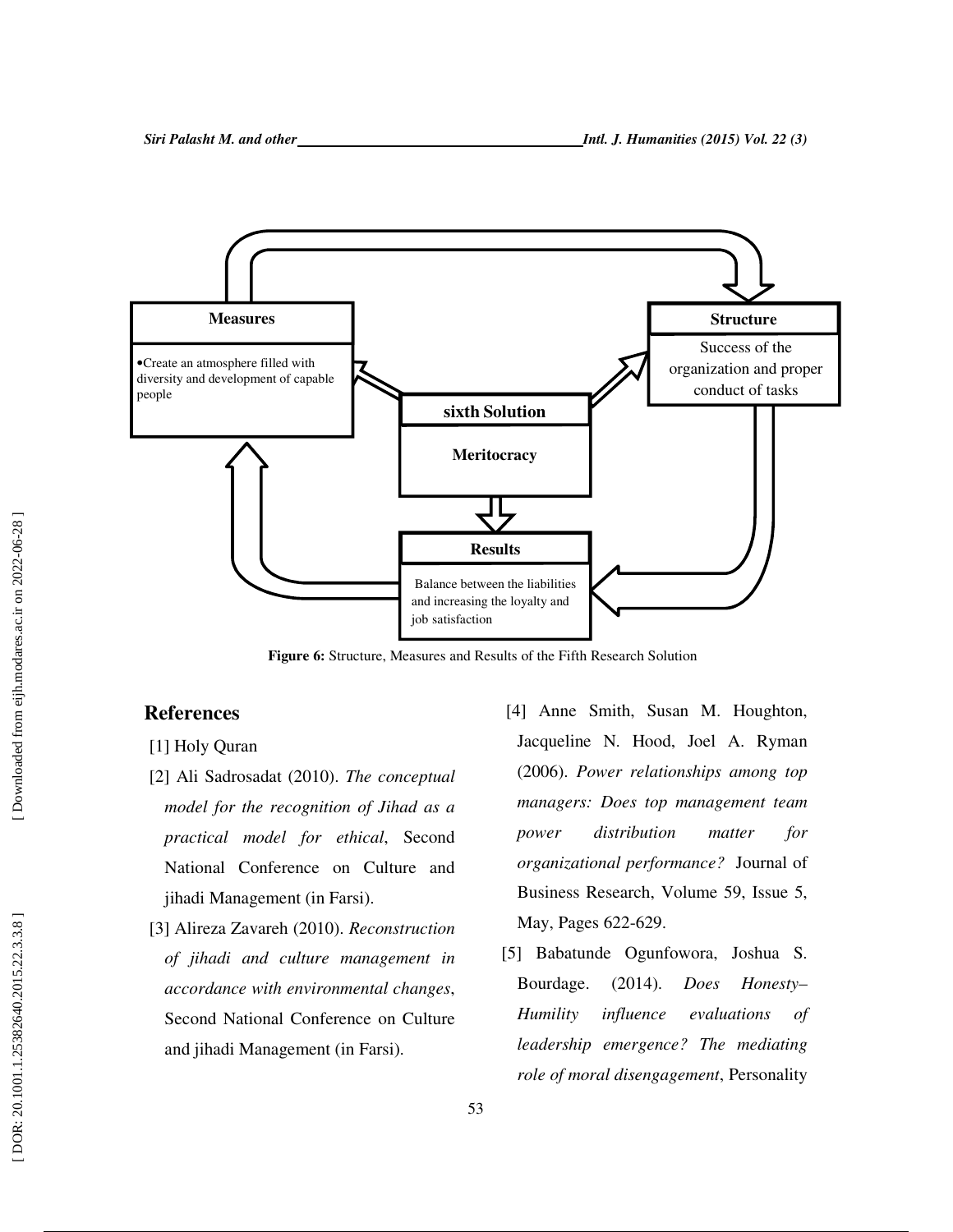Measures

- Create an atmosphere filled with diversity and development of capable people

Structure

Success of the organization and proper conduct of tasks

sixth Solution

Meritocracy

Results

Balance between the liabilities and increasing the loyalty and job satisfaction

**Figure 6:** Structure, Measures and Results of the Fifth Research Solution

## References

[1] Holy Quran

[2] Ali Sadrosadat (2010). *The conceptual model for the recognition of Jihad as a practical model for ethical*, Second National Conference on Culture and jihadi Management (in Farsi).

[3] Alireza Zavareh (2010). *Reconstruction of jihadi and culture management in accordance with environmental changes*, Second National Conference on Culture and jihadi Management (in Farsi).

[4] Anne Smith, Susan M. Houghton, Jacqueline N. Hood, Joel A. Ryman (2006). *Power relationships among top managers: Does top management team power distribution matter for organizational performance?* Journal of Business Research, Volume 59, Issue 5, May, Pages 622-629.

[5] Babatunde Ogunfowora, Joshua S. Bourdage. (2014). *Does Honesty–Humility influence evaluations of leadership emergence? The mediating role of moral disengagement*, Personality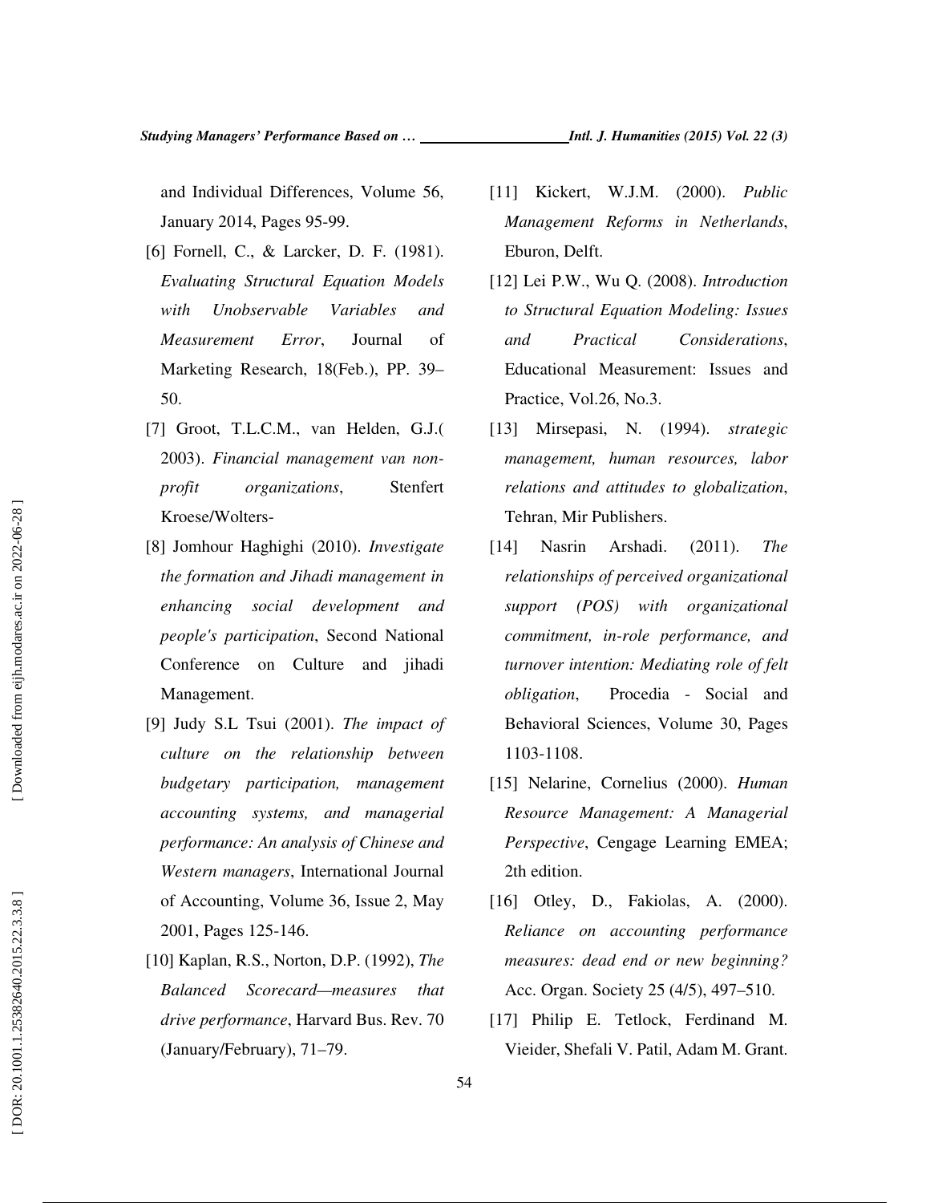and Individual Differences, Volume 56, January 2014, Pages 95-99.

[6] Fornell, C., & Larcker, D. F. (1981). *Evaluating Structural Equation Models with Unobservable Variables and Measurement Error*, Journal of Marketing Research, 18(Feb.), PP. 39–50.

[7] Groot, T.L.C.M., van Helden, G.J.( 2003). *Financial management van non-profit organizations*, Stenfert Kroese/Wolters-

[8] Jomhour Haghighi (2010). *Investigate the formation and Jihadi management in enhancing social development and people's participation*, Second National Conference on Culture and jihadi Management.

[9] Judy S.L Tsui (2001). *The impact of culture on the relationship between budgetary participation, management accounting systems, and managerial performance: An analysis of Chinese and Western managers*, International Journal of Accounting, Volume 36, Issue 2, May 2001, Pages 125-146.

[10] Kaplan, R.S., Norton, D.P. (1992), *The Balanced Scorecard—measures that drive performance*, Harvard Bus. Rev. 70 (January/February), 71–79.

[11] Kickert, W.J.M. (2000). *Public Management Reforms in Netherlands*, Eburon, Delft.

[12] Lei P.W., Wu Q. (2008). *Introduction to Structural Equation Modeling: Issues and Practical Considerations*, Educational Measurement: Issues and Practice, Vol.26, No.3.

[13] Mirsepasi, N. (1994). *strategic management, human resources, labor relations and attitudes to globalization*, Tehran, Mir Publishers.

[14] Nasrin Arshadi. (2011). *The relationships of perceived organizational support (POS) with organizational commitment, in-role performance, and turnover intention: Mediating role of felt obligation*, Procedia - Social and Behavioral Sciences, Volume 30, Pages 1103-1108.

[15] Nelarine, Cornelius (2000). *Human Resource Management: A Managerial Perspective*, Cengage Learning EMEA; 2th edition.

[16] Otley, D., Fakiolas, A. (2000). *Reliance on accounting performance measures: dead end or new beginning?* Acc. Organ. Society 25 (4/5), 497–510.

[17] Philip E. Tetlock, Ferdinand M. Vieider, Shefali V. Patil, Adam M. Grant.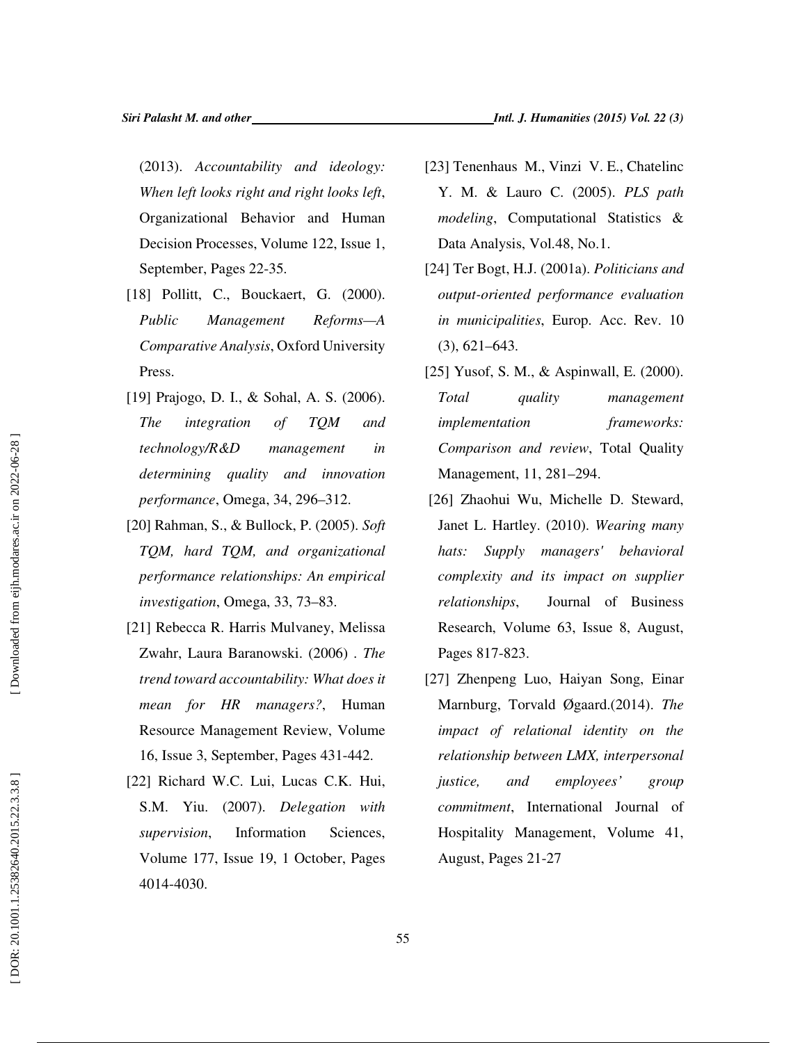(2013). *Accountability and ideology: When left looks right and right looks left*, Organizational Behavior and Human Decision Processes, Volume 122, Issue 1, September, Pages 22-35.

[18] Pollitt, C., Bouckaert, G. (2000). *Public Management Reforms—A Comparative Analysis*, Oxford University Press.

[19] Prajogo, D. I., & Sohal, A. S. (2006). *The integration of TQM and technology/R&D management in determining quality and innovation performance*, Omega, 34, 296–312.

[20] Rahman, S., & Bullock, P. (2005). *Soft TQM, hard TQM, and organizational performance relationships: An empirical investigation*, Omega, 33, 73–83.

[21] Rebecca R. Harris Mulvaney, Melissa Zwahr, Laura Baranowski. (2006) . *The trend toward accountability: What does it mean for HR managers?*, Human Resource Management Review, Volume 16, Issue 3, September, Pages 431-442.

[22] Richard W.C. Lui, Lucas C.K. Hui, S.M. Yiu. (2007). *Delegation with supervision*, Information Sciences, Volume 177, Issue 19, 1 October, Pages 4014-4030.

[23] Tenenhaus M., Vinzi V. E., Chatelinc Y. M. & Lauro C. (2005). *PLS path modeling*, Computational Statistics & Data Analysis, Vol.48, No.1.

[24] Ter Bogt, H.J. (2001a). *Politicians and output-oriented performance evaluation in municipalities*, Europ. Acc. Rev. 10 (3), 621–643.

[25] Yusof, S. M., & Aspinwall, E. (2000). *Total quality management implementation frameworks: Comparison and review*, Total Quality Management, 11, 281–294.

[26] Zhaohui Wu, Michelle D. Steward, Janet L. Hartley. (2010). *Wearing many hats: Supply managers' behavioral complexity and its impact on supplier relationships*, Journal of Business Research, Volume 63, Issue 8, August, Pages 817-823.

[27] Zhenpeng Luo, Haiyan Song, Einar Marnburg, Torvald Øgaard.(2014). *The impact of relational identity on the relationship between LMX, interpersonal justice, and employees' group commitment*, International Journal of Hospitality Management, Volume 41, August, Pages 21-27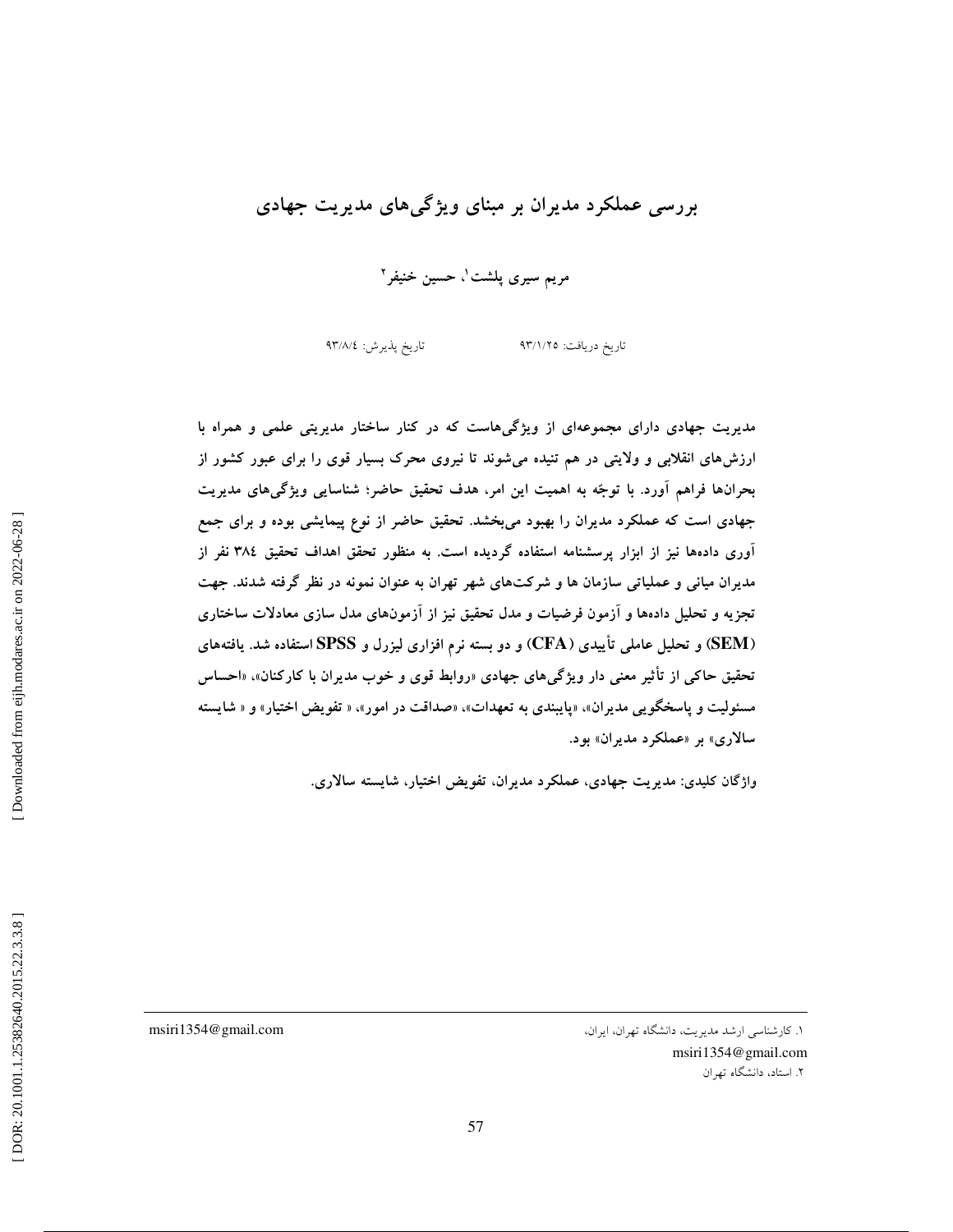# بررسی عملکرد مدیران بر مبنای ویژگی‌های مدیریت جهادی

مریم سیری پلشت[1]، حسین خنیفر[2]

تاریخ دریافت: ۹۳/۱/۲۵ تاریخ پذیرش: ۹۳/۸/٤

**مدیریت جهادی دارای مجموعه‌ای از ویژگی‌هاست که در کنار ساختار مدیریتی علمی و همراه با ارزش‌های انقلابی و ولایتی در هم تنیده می‌شوند تا نیروی محرک بسیار قوی را برای عبور کشور از بحران‌ها فراهم آورد. با توجّه به اهمیت این امر، هدف تحقیق حاضر؛ شناسایی ویژگی‌های مدیریت جهادی است که عملکرد مدیران را بهبود می‌بخشد. تحقیق حاضر از نوع پیمایشی بوده و برای جمع آوری داده‌ها نیز از ابزار پرسشنامه استفاده گردیده است. به منظور تحقق اهداف تحقیق ۳۸٤ نفر از مدیران میانی و عملیاتی سازمان ها و شرکت‌های شهر تهران به عنوان نمونه در نظر گرفته شدند. جهت تجزیه و تحلیل داده‌ها و آزمون فرضیات و مدل تحقیق نیز از آزمون‌های مدل سازی معادلات ساختاری (SEM) و تحلیل عاملی تأییدی (CFA) و دو بسته نرم افزاری لیزرل و SPSS استفاده شد. یافته‌های تحقیق حاکی از تأثیر معنی دار ویژگی‌های جهادی «روابط قوی و خوب مدیران با کارکنان»، «احساس مسئولیت و پاسخگویی مدیران»، «پایبندی به تعهدات»، «صداقت در امور»، « تفویض اختیار» و « شایسته سالاری» بر «عملکرد مدیران» بود.**

**واژگان کلیدی: مدیریت جهادی، عملکرد مدیران، تفویض اختیار، شایسته سالاری.**

---

۱. کارشناسی ارشد مدیریت، دانشگاه تهران، ایران، msiri1354@gmail.com

۲. استاد، دانشگاه تهران